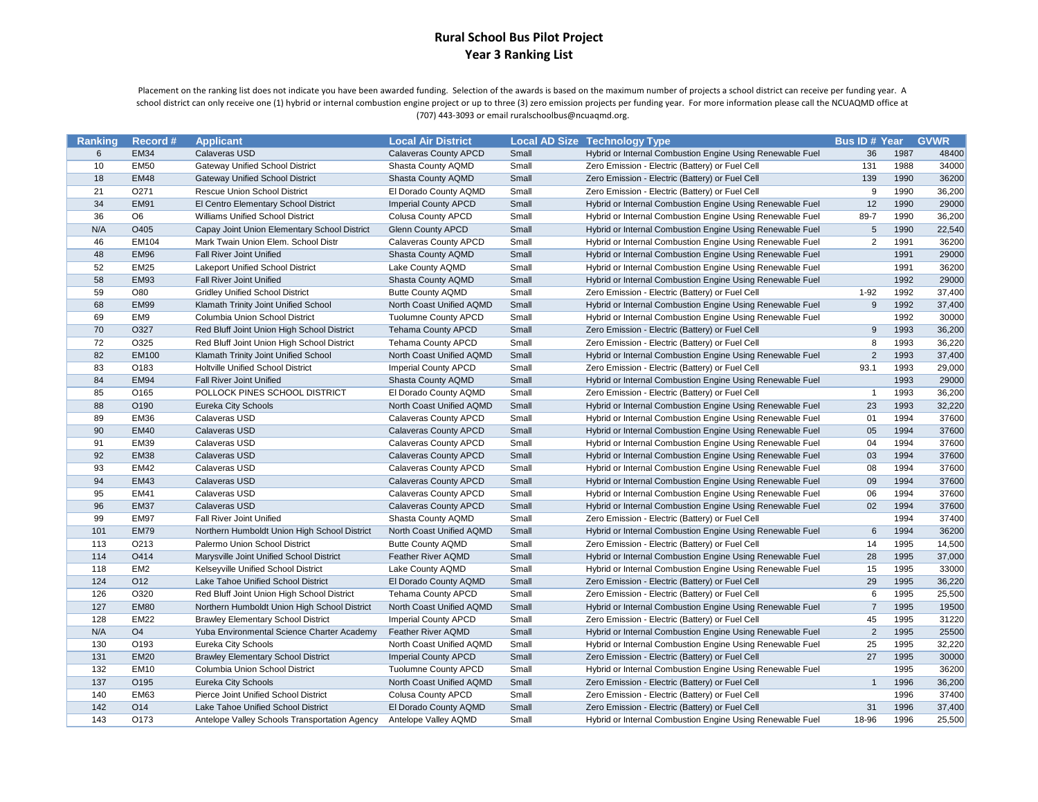# Rural School Bus Pilot Project
## Year 3 Ranking List

Placement on the ranking list does not indicate you have been awarded funding. Selection of the awards is based on the maximum number of projects a school district can receive per funding year. A school district can only receive one (1) hybrid or internal combustion engine project or up to three (3) zero emission projects per funding year. For more information please call the NCUAQMD office at (707) 443-3093 or email ruralschoolbus@ncuaqmd.org.

| Ranking | Record # | Applicant | Local Air District | Local AD Size | Technology Type | Bus ID # | Year | GVWR |
|---|---|---|---|---|---|---|---|---|
| 6 | EM34 | Calaveras USD | Calaveras County APCD | Small | Hybrid or Internal Combustion Engine Using Renewable Fuel | 36 | 1987 | 48400 |
| 10 | EM50 | Gateway Unified School District | Shasta County AQMD | Small | Zero Emission - Electric (Battery) or Fuel Cell | 131 | 1988 | 34000 |
| 18 | EM48 | Gateway Unified School District | Shasta County AQMD | Small | Zero Emission - Electric (Battery) or Fuel Cell | 139 | 1990 | 36200 |
| 21 | O271 | Rescue Union School District | El Dorado County AQMD | Small | Zero Emission - Electric (Battery) or Fuel Cell | 9 | 1990 | 36,200 |
| 34 | EM91 | El Centro Elementary School District | Imperial County APCD | Small | Hybrid or Internal Combustion Engine Using Renewable Fuel | 12 | 1990 | 29000 |
| 36 | O6 | Williams Unified School District | Colusa County APCD | Small | Hybrid or Internal Combustion Engine Using Renewable Fuel | 89-7 | 1990 | 36,200 |
| N/A | O405 | Capay Joint Union Elementary School District | Glenn County APCD | Small | Hybrid or Internal Combustion Engine Using Renewable Fuel | 5 | 1990 | 22,540 |
| 46 | EM104 | Mark Twain Union Elem. School Distr | Calaveras County APCD | Small | Hybrid or Internal Combustion Engine Using Renewable Fuel | 2 | 1991 | 36200 |
| 48 | EM96 | Fall River Joint Unified | Shasta County AQMD | Small | Hybrid or Internal Combustion Engine Using Renewable Fuel | | 1991 | 29000 |
| 52 | EM25 | Lakeport Unified School District | Lake County AQMD | Small | Hybrid or Internal Combustion Engine Using Renewable Fuel | | 1991 | 36200 |
| 58 | EM93 | Fall River Joint Unified | Shasta County AQMD | Small | Hybrid or Internal Combustion Engine Using Renewable Fuel | | 1992 | 29000 |
| 59 | O80 | Gridley Unified School District | Butte County AQMD | Small | Zero Emission - Electric (Battery) or Fuel Cell | 1-92 | 1992 | 37,400 |
| 68 | EM99 | Klamath Trinity Joint Unified School | North Coast Unified AQMD | Small | Hybrid or Internal Combustion Engine Using Renewable Fuel | 9 | 1992 | 37,400 |
| 69 | EM9 | Columbia Union School District | Tuolumne County APCD | Small | Hybrid or Internal Combustion Engine Using Renewable Fuel | | 1992 | 30000 |
| 70 | O327 | Red Bluff Joint Union High School District | Tehama County APCD | Small | Zero Emission - Electric (Battery) or Fuel Cell | 9 | 1993 | 36,200 |
| 72 | O325 | Red Bluff Joint Union High School District | Tehama County APCD | Small | Zero Emission - Electric (Battery) or Fuel Cell | 8 | 1993 | 36,220 |
| 82 | EM100 | Klamath Trinity Joint Unified School | North Coast Unified AQMD | Small | Hybrid or Internal Combustion Engine Using Renewable Fuel | 2 | 1993 | 37,400 |
| 83 | O183 | Holtville Unified School District | Imperial County APCD | Small | Zero Emission - Electric (Battery) or Fuel Cell | 93.1 | 1993 | 29,000 |
| 84 | EM94 | Fall River Joint Unified | Shasta County AQMD | Small | Hybrid or Internal Combustion Engine Using Renewable Fuel | | 1993 | 29000 |
| 85 | O165 | POLLOCK PINES SCHOOL DISTRICT | El Dorado County AQMD | Small | Zero Emission - Electric (Battery) or Fuel Cell | 1 | 1993 | 36,200 |
| 88 | O190 | Eureka City Schools | North Coast Unified AQMD | Small | Hybrid or Internal Combustion Engine Using Renewable Fuel | 23 | 1993 | 32,220 |
| 89 | EM36 | Calaveras USD | Calaveras County APCD | Small | Hybrid or Internal Combustion Engine Using Renewable Fuel | 01 | 1994 | 37600 |
| 90 | EM40 | Calaveras USD | Calaveras County APCD | Small | Hybrid or Internal Combustion Engine Using Renewable Fuel | 05 | 1994 | 37600 |
| 91 | EM39 | Calaveras USD | Calaveras County APCD | Small | Hybrid or Internal Combustion Engine Using Renewable Fuel | 04 | 1994 | 37600 |
| 92 | EM38 | Calaveras USD | Calaveras County APCD | Small | Hybrid or Internal Combustion Engine Using Renewable Fuel | 03 | 1994 | 37600 |
| 93 | EM42 | Calaveras USD | Calaveras County APCD | Small | Hybrid or Internal Combustion Engine Using Renewable Fuel | 08 | 1994 | 37600 |
| 94 | EM43 | Calaveras USD | Calaveras County APCD | Small | Hybrid or Internal Combustion Engine Using Renewable Fuel | 09 | 1994 | 37600 |
| 95 | EM41 | Calaveras USD | Calaveras County APCD | Small | Hybrid or Internal Combustion Engine Using Renewable Fuel | 06 | 1994 | 37600 |
| 96 | EM37 | Calaveras USD | Calaveras County APCD | Small | Hybrid or Internal Combustion Engine Using Renewable Fuel | 02 | 1994 | 37600 |
| 99 | EM97 | Fall River Joint Unified | Shasta County AQMD | Small | Zero Emission - Electric (Battery) or Fuel Cell | | 1994 | 37400 |
| 101 | EM79 | Northern Humboldt Union High School District | North Coast Unified AQMD | Small | Hybrid or Internal Combustion Engine Using Renewable Fuel | 6 | 1994 | 36200 |
| 113 | O213 | Palermo Union School District | Butte County AQMD | Small | Zero Emission - Electric (Battery) or Fuel Cell | 14 | 1995 | 14,500 |
| 114 | O414 | Marysville Joint Unified School District | Feather River AQMD | Small | Hybrid or Internal Combustion Engine Using Renewable Fuel | 28 | 1995 | 37,000 |
| 118 | EM2 | Kelseyville Unified School District | Lake County AQMD | Small | Hybrid or Internal Combustion Engine Using Renewable Fuel | 15 | 1995 | 33000 |
| 124 | O12 | Lake Tahoe Unified School District | El Dorado County AQMD | Small | Zero Emission - Electric (Battery) or Fuel Cell | 29 | 1995 | 36,220 |
| 126 | O320 | Red Bluff Joint Union High School District | Tehama County APCD | Small | Zero Emission - Electric (Battery) or Fuel Cell | 6 | 1995 | 25,500 |
| 127 | EM80 | Northern Humboldt Union High School District | North Coast Unified AQMD | Small | Hybrid or Internal Combustion Engine Using Renewable Fuel | 7 | 1995 | 19500 |
| 128 | EM22 | Brawley Elementary School District | Imperial County APCD | Small | Zero Emission - Electric (Battery) or Fuel Cell | 45 | 1995 | 31220 |
| N/A | O4 | Yuba Environmental Science Charter Academy | Feather River AQMD | Small | Hybrid or Internal Combustion Engine Using Renewable Fuel | 2 | 1995 | 25500 |
| 130 | O193 | Eureka City Schools | North Coast Unified AQMD | Small | Hybrid or Internal Combustion Engine Using Renewable Fuel | 25 | 1995 | 32,220 |
| 131 | EM20 | Brawley Elementary School District | Imperial County APCD | Small | Zero Emission - Electric (Battery) or Fuel Cell | 27 | 1995 | 30000 |
| 132 | EM10 | Columbia Union School District | Tuolumne County APCD | Small | Hybrid or Internal Combustion Engine Using Renewable Fuel | | 1995 | 36200 |
| 137 | O195 | Eureka City Schools | North Coast Unified AQMD | Small | Zero Emission - Electric (Battery) or Fuel Cell | 1 | 1996 | 36,200 |
| 140 | EM63 | Pierce Joint Unified School District | Colusa County APCD | Small | Zero Emission - Electric (Battery) or Fuel Cell | | 1996 | 37400 |
| 142 | O14 | Lake Tahoe Unified School District | El Dorado County AQMD | Small | Zero Emission - Electric (Battery) or Fuel Cell | 31 | 1996 | 37,400 |
| 143 | O173 | Antelope Valley Schools Transportation Agency | Antelope Valley AQMD | Small | Hybrid or Internal Combustion Engine Using Renewable Fuel | 18-96 | 1996 | 25,500 |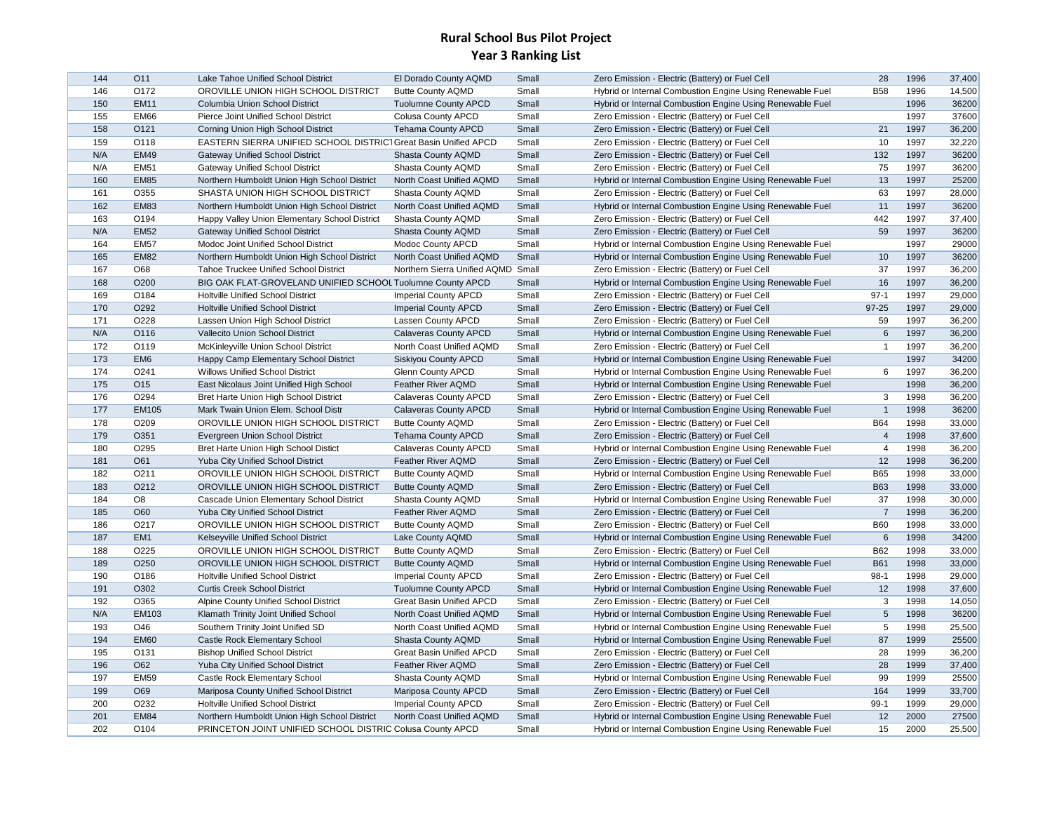# Rural School Bus Pilot Project
## Year 3 Ranking List

| | | | | | | | | |
|---|---|---|---|---|---|---|---|---|
| 144 | O11 | Lake Tahoe Unified School District | El Dorado County AQMD | Small | Zero Emission - Electric (Battery) or Fuel Cell | 28 | 1996 | 37,400 |
| 146 | O172 | OROVILLE UNION HIGH SCHOOL DISTRICT | Butte County AQMD | Small | Hybrid or Internal Combustion Engine Using Renewable Fuel | B58 | 1996 | 14,500 |
| 150 | EM11 | Columbia Union School District | Tuolumne County APCD | Small | Hybrid or Internal Combustion Engine Using Renewable Fuel | | 1996 | 36200 |
| 155 | EM66 | Pierce Joint Unified School District | Colusa County APCD | Small | Zero Emission - Electric (Battery) or Fuel Cell | | 1997 | 37600 |
| 158 | O121 | Corning Union High School District | Tehama County APCD | Small | Zero Emission - Electric (Battery) or Fuel Cell | 21 | 1997 | 36,200 |
| 159 | O118 | EASTERN SIERRA UNIFIED SCHOOL DISTRICT | Great Basin Unified APCD | Small | Zero Emission - Electric (Battery) or Fuel Cell | 10 | 1997 | 32,220 |
| N/A | EM49 | Gateway Unified School District | Shasta County AQMD | Small | Zero Emission - Electric (Battery) or Fuel Cell | 132 | 1997 | 36200 |
| N/A | EM51 | Gateway Unified School District | Shasta County AQMD | Small | Zero Emission - Electric (Battery) or Fuel Cell | 75 | 1997 | 36200 |
| 160 | EM85 | Northern Humboldt Union High School District | North Coast Unified AQMD | Small | Hybrid or Internal Combustion Engine Using Renewable Fuel | 13 | 1997 | 25200 |
| 161 | O355 | SHASTA UNION HIGH SCHOOL DISTRICT | Shasta County AQMD | Small | Zero Emission - Electric (Battery) or Fuel Cell | 63 | 1997 | 28,000 |
| 162 | EM83 | Northern Humboldt Union High School District | North Coast Unified AQMD | Small | Hybrid or Internal Combustion Engine Using Renewable Fuel | 11 | 1997 | 36200 |
| 163 | O194 | Happy Valley Union Elementary School District | Shasta County AQMD | Small | Zero Emission - Electric (Battery) or Fuel Cell | 442 | 1997 | 37,400 |
| N/A | EM52 | Gateway Unified School District | Shasta County AQMD | Small | Zero Emission - Electric (Battery) or Fuel Cell | 59 | 1997 | 36200 |
| 164 | EM57 | Modoc Joint Unified School District | Modoc County APCD | Small | Hybrid or Internal Combustion Engine Using Renewable Fuel | | 1997 | 29000 |
| 165 | EM82 | Northern Humboldt Union High School District | North Coast Unified AQMD | Small | Hybrid or Internal Combustion Engine Using Renewable Fuel | 10 | 1997 | 36200 |
| 167 | O68 | Tahoe Truckee Unified School District | Northern Sierra Unified AQMD | Small | Zero Emission - Electric (Battery) or Fuel Cell | 37 | 1997 | 36,200 |
| 168 | O200 | BIG OAK FLAT-GROVELAND UNIFIED SCHOOL | Tuolumne County APCD | Small | Hybrid or Internal Combustion Engine Using Renewable Fuel | 16 | 1997 | 36,200 |
| 169 | O184 | Holtville Unified School District | Imperial County APCD | Small | Zero Emission - Electric (Battery) or Fuel Cell | 97-1 | 1997 | 29,000 |
| 170 | O292 | Holtville Unified School District | Imperial County APCD | Small | Zero Emission - Electric (Battery) or Fuel Cell | 97-25 | 1997 | 29,000 |
| 171 | O228 | Lassen Union High School District | Lassen County APCD | Small | Zero Emission - Electric (Battery) or Fuel Cell | 59 | 1997 | 36,200 |
| N/A | O116 | Vallecito Union School District | Calaveras County APCD | Small | Hybrid or Internal Combustion Engine Using Renewable Fuel | 6 | 1997 | 36,200 |
| 172 | O119 | McKinleyville Union School District | North Coast Unified AQMD | Small | Zero Emission - Electric (Battery) or Fuel Cell | 1 | 1997 | 36,200 |
| 173 | EM6 | Happy Camp Elementary School District | Siskiyou County APCD | Small | Hybrid or Internal Combustion Engine Using Renewable Fuel | | 1997 | 34200 |
| 174 | O241 | Willows Unified School District | Glenn County APCD | Small | Hybrid or Internal Combustion Engine Using Renewable Fuel | 6 | 1997 | 36,200 |
| 175 | O15 | East Nicolaus Joint Unified High School | Feather River AQMD | Small | Hybrid or Internal Combustion Engine Using Renewable Fuel | | 1998 | 36,200 |
| 176 | O294 | Bret Harte Union High School District | Calaveras County APCD | Small | Zero Emission - Electric (Battery) or Fuel Cell | 3 | 1998 | 36,200 |
| 177 | EM105 | Mark Twain Union Elem. School Distr | Calaveras County APCD | Small | Hybrid or Internal Combustion Engine Using Renewable Fuel | 1 | 1998 | 36200 |
| 178 | O209 | OROVILLE UNION HIGH SCHOOL DISTRICT | Butte County AQMD | Small | Zero Emission - Electric (Battery) or Fuel Cell | B64 | 1998 | 33,000 |
| 179 | O351 | Evergreen Union School District | Tehama County APCD | Small | Zero Emission - Electric (Battery) or Fuel Cell | 4 | 1998 | 37,600 |
| 180 | O295 | Bret Harte Union High School Distict | Calaveras County APCD | Small | Hybrid or Internal Combustion Engine Using Renewable Fuel | 4 | 1998 | 36,200 |
| 181 | O61 | Yuba City Unified School District | Feather River AQMD | Small | Zero Emission - Electric (Battery) or Fuel Cell | 12 | 1998 | 36,200 |
| 182 | O211 | OROVILLE UNION HIGH SCHOOL DISTRICT | Butte County AQMD | Small | Hybrid or Internal Combustion Engine Using Renewable Fuel | B65 | 1998 | 33,000 |
| 183 | O212 | OROVILLE UNION HIGH SCHOOL DISTRICT | Butte County AQMD | Small | Zero Emission - Electric (Battery) or Fuel Cell | B63 | 1998 | 33,000 |
| 184 | O8 | Cascade Union Elementary School District | Shasta County AQMD | Small | Hybrid or Internal Combustion Engine Using Renewable Fuel | 37 | 1998 | 30,000 |
| 185 | O60 | Yuba City Unified School District | Feather River AQMD | Small | Zero Emission - Electric (Battery) or Fuel Cell | 7 | 1998 | 36,200 |
| 186 | O217 | OROVILLE UNION HIGH SCHOOL DISTRICT | Butte County AQMD | Small | Zero Emission - Electric (Battery) or Fuel Cell | B60 | 1998 | 33,000 |
| 187 | EM1 | Kelseyville Unified School District | Lake County AQMD | Small | Hybrid or Internal Combustion Engine Using Renewable Fuel | 6 | 1998 | 34200 |
| 188 | O225 | OROVILLE UNION HIGH SCHOOL DISTRICT | Butte County AQMD | Small | Zero Emission - Electric (Battery) or Fuel Cell | B62 | 1998 | 33,000 |
| 189 | O250 | OROVILLE UNION HIGH SCHOOL DISTRICT | Butte County AQMD | Small | Hybrid or Internal Combustion Engine Using Renewable Fuel | B61 | 1998 | 33,000 |
| 190 | O186 | Holtville Unified School District | Imperial County APCD | Small | Zero Emission - Electric (Battery) or Fuel Cell | 98-1 | 1998 | 29,000 |
| 191 | O302 | Curtis Creek School District | Tuolumne County APCD | Small | Hybrid or Internal Combustion Engine Using Renewable Fuel | 12 | 1998 | 37,600 |
| 192 | O365 | Alpine County Unified School District | Great Basin Unified APCD | Small | Zero Emission - Electric (Battery) or Fuel Cell | 3 | 1998 | 14,050 |
| N/A | EM103 | Klamath Trinity Joint Unified School | North Coast Unified AQMD | Small | Hybrid or Internal Combustion Engine Using Renewable Fuel | 5 | 1998 | 36200 |
| 193 | O46 | Southern Trinity Joint Unified SD | North Coast Unified AQMD | Small | Hybrid or Internal Combustion Engine Using Renewable Fuel | 5 | 1998 | 25,500 |
| 194 | EM60 | Castle Rock Elementary School | Shasta County AQMD | Small | Hybrid or Internal Combustion Engine Using Renewable Fuel | 87 | 1999 | 25500 |
| 195 | O131 | Bishop Unified School District | Great Basin Unified APCD | Small | Zero Emission - Electric (Battery) or Fuel Cell | 28 | 1999 | 36,200 |
| 196 | O62 | Yuba City Unified School District | Feather River AQMD | Small | Zero Emission - Electric (Battery) or Fuel Cell | 28 | 1999 | 37,400 |
| 197 | EM59 | Castle Rock Elementary School | Shasta County AQMD | Small | Hybrid or Internal Combustion Engine Using Renewable Fuel | 99 | 1999 | 25500 |
| 199 | O69 | Mariposa County Unified School District | Mariposa County APCD | Small | Zero Emission - Electric (Battery) or Fuel Cell | 164 | 1999 | 33,700 |
| 200 | O232 | Holtville Unified School District | Imperial County APCD | Small | Zero Emission - Electric (Battery) or Fuel Cell | 99-1 | 1999 | 29,000 |
| 201 | EM84 | Northern Humboldt Union High School District | North Coast Unified AQMD | Small | Hybrid or Internal Combustion Engine Using Renewable Fuel | 12 | 2000 | 27500 |
| 202 | O104 | PRINCETON JOINT UNIFIED SCHOOL DISTRIC | Colusa County APCD | Small | Hybrid or Internal Combustion Engine Using Renewable Fuel | 15 | 2000 | 25,500 |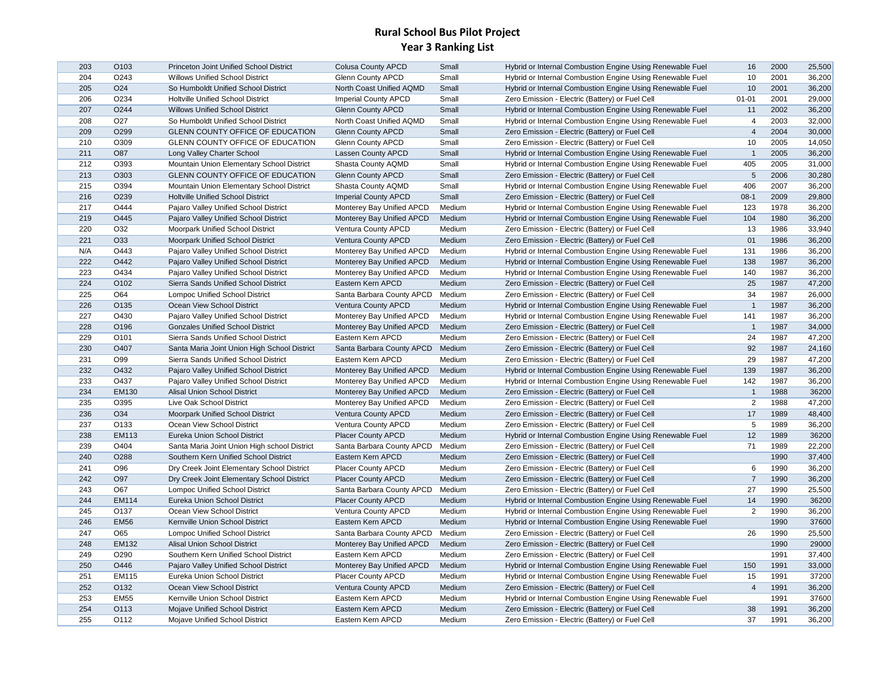# Rural School Bus Pilot Project
## Year 3 Ranking List

| | | | | | | | | |
|---|---|---|---|---|---|---|---|---|
| 203 | O103 | Princeton Joint Unified School District | Colusa County APCD | Small | Hybrid or Internal Combustion Engine Using Renewable Fuel | 16 | 2000 | 25,500 |
| 204 | O243 | Willows Unified School District | Glenn County APCD | Small | Hybrid or Internal Combustion Engine Using Renewable Fuel | 10 | 2001 | 36,200 |
| 205 | O24 | So Humboldt Unified School District | North Coast Unified AQMD | Small | Hybrid or Internal Combustion Engine Using Renewable Fuel | 10 | 2001 | 36,200 |
| 206 | O234 | Holtville Unified School District | Imperial County APCD | Small | Zero Emission - Electric (Battery) or Fuel Cell | 01-01 | 2001 | 29,000 |
| 207 | O244 | Willows Unified School District | Glenn County APCD | Small | Hybrid or Internal Combustion Engine Using Renewable Fuel | 11 | 2002 | 36,200 |
| 208 | O27 | So Humboldt Unified School District | North Coast Unified AQMD | Small | Hybrid or Internal Combustion Engine Using Renewable Fuel | 4 | 2003 | 32,000 |
| 209 | O299 | GLENN COUNTY OFFICE OF EDUCATION | Glenn County APCD | Small | Zero Emission - Electric (Battery) or Fuel Cell | 4 | 2004 | 30,000 |
| 210 | O309 | GLENN COUNTY OFFICE OF EDUCATION | Glenn County APCD | Small | Zero Emission - Electric (Battery) or Fuel Cell | 10 | 2005 | 14,050 |
| 211 | O87 | Long Valley Charter School | Lassen County APCD | Small | Hybrid or Internal Combustion Engine Using Renewable Fuel | 1 | 2005 | 36,200 |
| 212 | O393 | Mountain Union Elementary School District | Shasta County AQMD | Small | Hybrid or Internal Combustion Engine Using Renewable Fuel | 405 | 2005 | 31,000 |
| 213 | O303 | GLENN COUNTY OFFICE OF EDUCATION | Glenn County APCD | Small | Zero Emission - Electric (Battery) or Fuel Cell | 5 | 2006 | 30,280 |
| 215 | O394 | Mountain Union Elementary School District | Shasta County AQMD | Small | Hybrid or Internal Combustion Engine Using Renewable Fuel | 406 | 2007 | 36,200 |
| 216 | O239 | Holtville Unified School District | Imperial County APCD | Small | Zero Emission - Electric (Battery) or Fuel Cell | 08-1 | 2009 | 29,800 |
| 217 | O444 | Pajaro Valley Unified School District | Monterey Bay Unified APCD | Medium | Hybrid or Internal Combustion Engine Using Renewable Fuel | 123 | 1978 | 36,200 |
| 219 | O445 | Pajaro Valley Unified School District | Monterey Bay Unified APCD | Medium | Hybrid or Internal Combustion Engine Using Renewable Fuel | 104 | 1980 | 36,200 |
| 220 | O32 | Moorpark Unified School District | Ventura County APCD | Medium | Zero Emission - Electric (Battery) or Fuel Cell | 13 | 1986 | 33,940 |
| 221 | O33 | Moorpark Unified School District | Ventura County APCD | Medium | Zero Emission - Electric (Battery) or Fuel Cell | 01 | 1986 | 36,200 |
| N/A | O443 | Pajaro Valley Unified School District | Monterey Bay Unified APCD | Medium | Hybrid or Internal Combustion Engine Using Renewable Fuel | 131 | 1986 | 36,200 |
| 222 | O442 | Pajaro Valley Unified School District | Monterey Bay Unified APCD | Medium | Hybrid or Internal Combustion Engine Using Renewable Fuel | 138 | 1987 | 36,200 |
| 223 | O434 | Pajaro Valley Unified School District | Monterey Bay Unified APCD | Medium | Hybrid or Internal Combustion Engine Using Renewable Fuel | 140 | 1987 | 36,200 |
| 224 | O102 | Sierra Sands Unified School District | Eastern Kern APCD | Medium | Zero Emission - Electric (Battery) or Fuel Cell | 25 | 1987 | 47,200 |
| 225 | O64 | Lompoc Unified School District | Santa Barbara County APCD | Medium | Zero Emission - Electric (Battery) or Fuel Cell | 34 | 1987 | 26,000 |
| 226 | O135 | Ocean View School District | Ventura County APCD | Medium | Hybrid or Internal Combustion Engine Using Renewable Fuel | 1 | 1987 | 36,200 |
| 227 | O430 | Pajaro Valley Unified School District | Monterey Bay Unified APCD | Medium | Hybrid or Internal Combustion Engine Using Renewable Fuel | 141 | 1987 | 36,200 |
| 228 | O196 | Gonzales Unified School District | Monterey Bay Unified APCD | Medium | Zero Emission - Electric (Battery) or Fuel Cell | 1 | 1987 | 34,000 |
| 229 | O101 | Sierra Sands Unified School District | Eastern Kern APCD | Medium | Zero Emission - Electric (Battery) or Fuel Cell | 24 | 1987 | 47,200 |
| 230 | O407 | Santa Maria Joint Union High School District | Santa Barbara County APCD | Medium | Zero Emission - Electric (Battery) or Fuel Cell | 92 | 1987 | 24,160 |
| 231 | O99 | Sierra Sands Unified School District | Eastern Kern APCD | Medium | Zero Emission - Electric (Battery) or Fuel Cell | 29 | 1987 | 47,200 |
| 232 | O432 | Pajaro Valley Unified School District | Monterey Bay Unified APCD | Medium | Hybrid or Internal Combustion Engine Using Renewable Fuel | 139 | 1987 | 36,200 |
| 233 | O437 | Pajaro Valley Unified School District | Monterey Bay Unified APCD | Medium | Hybrid or Internal Combustion Engine Using Renewable Fuel | 142 | 1987 | 36,200 |
| 234 | EM130 | Alisal Union School District | Monterey Bay Unified APCD | Medium | Zero Emission - Electric (Battery) or Fuel Cell | 1 | 1988 | 36200 |
| 235 | O395 | Live Oak School District | Monterey Bay Unified APCD | Medium | Zero Emission - Electric (Battery) or Fuel Cell | 2 | 1988 | 47,200 |
| 236 | O34 | Moorpark Unified School District | Ventura County APCD | Medium | Zero Emission - Electric (Battery) or Fuel Cell | 17 | 1989 | 48,400 |
| 237 | O133 | Ocean View School District | Ventura County APCD | Medium | Zero Emission - Electric (Battery) or Fuel Cell | 5 | 1989 | 36,200 |
| 238 | EM113 | Eureka Union School District | Placer County APCD | Medium | Hybrid or Internal Combustion Engine Using Renewable Fuel | 12 | 1989 | 36200 |
| 239 | O404 | Santa Maria Joint Union High school District | Santa Barbara County APCD | Medium | Zero Emission - Electric (Battery) or Fuel Cell | 71 | 1989 | 22,200 |
| 240 | O288 | Southern Kern Unified School District | Eastern Kern APCD | Medium | Zero Emission - Electric (Battery) or Fuel Cell | | 1990 | 37,400 |
| 241 | O96 | Dry Creek Joint Elementary School District | Placer County APCD | Medium | Zero Emission - Electric (Battery) or Fuel Cell | 6 | 1990 | 36,200 |
| 242 | O97 | Dry Creek Joint Elementary School District | Placer County APCD | Medium | Zero Emission - Electric (Battery) or Fuel Cell | 7 | 1990 | 36,200 |
| 243 | O67 | Lompoc Unified School District | Santa Barbara County APCD | Medium | Zero Emission - Electric (Battery) or Fuel Cell | 27 | 1990 | 25,500 |
| 244 | EM114 | Eureka Union School District | Placer County APCD | Medium | Hybrid or Internal Combustion Engine Using Renewable Fuel | 14 | 1990 | 36200 |
| 245 | O137 | Ocean View School District | Ventura County APCD | Medium | Hybrid or Internal Combustion Engine Using Renewable Fuel | 2 | 1990 | 36,200 |
| 246 | EM56 | Kernville Union School District | Eastern Kern APCD | Medium | Hybrid or Internal Combustion Engine Using Renewable Fuel | | 1990 | 37600 |
| 247 | O65 | Lompoc Unified School District | Santa Barbara County APCD | Medium | Zero Emission - Electric (Battery) or Fuel Cell | 26 | 1990 | 25,500 |
| 248 | EM132 | Alisal Union School District | Monterey Bay Unified APCD | Medium | Zero Emission - Electric (Battery) or Fuel Cell | | 1990 | 29000 |
| 249 | O290 | Southern Kern Unified School District | Eastern Kern APCD | Medium | Zero Emission - Electric (Battery) or Fuel Cell | | 1991 | 37,400 |
| 250 | O446 | Pajaro Valley Unified School District | Monterey Bay Unified APCD | Medium | Hybrid or Internal Combustion Engine Using Renewable Fuel | 150 | 1991 | 33,000 |
| 251 | EM115 | Eureka Union School District | Placer County APCD | Medium | Hybrid or Internal Combustion Engine Using Renewable Fuel | 15 | 1991 | 37200 |
| 252 | O132 | Ocean View School District | Ventura County APCD | Medium | Zero Emission - Electric (Battery) or Fuel Cell | 4 | 1991 | 36,200 |
| 253 | EM55 | Kernville Union School District | Eastern Kern APCD | Medium | Hybrid or Internal Combustion Engine Using Renewable Fuel | | 1991 | 37600 |
| 254 | O113 | Mojave Unified School District | Eastern Kern APCD | Medium | Zero Emission - Electric (Battery) or Fuel Cell | 38 | 1991 | 36,200 |
| 255 | O112 | Mojave Unified School District | Eastern Kern APCD | Medium | Zero Emission - Electric (Battery) or Fuel Cell | 37 | 1991 | 36,200 |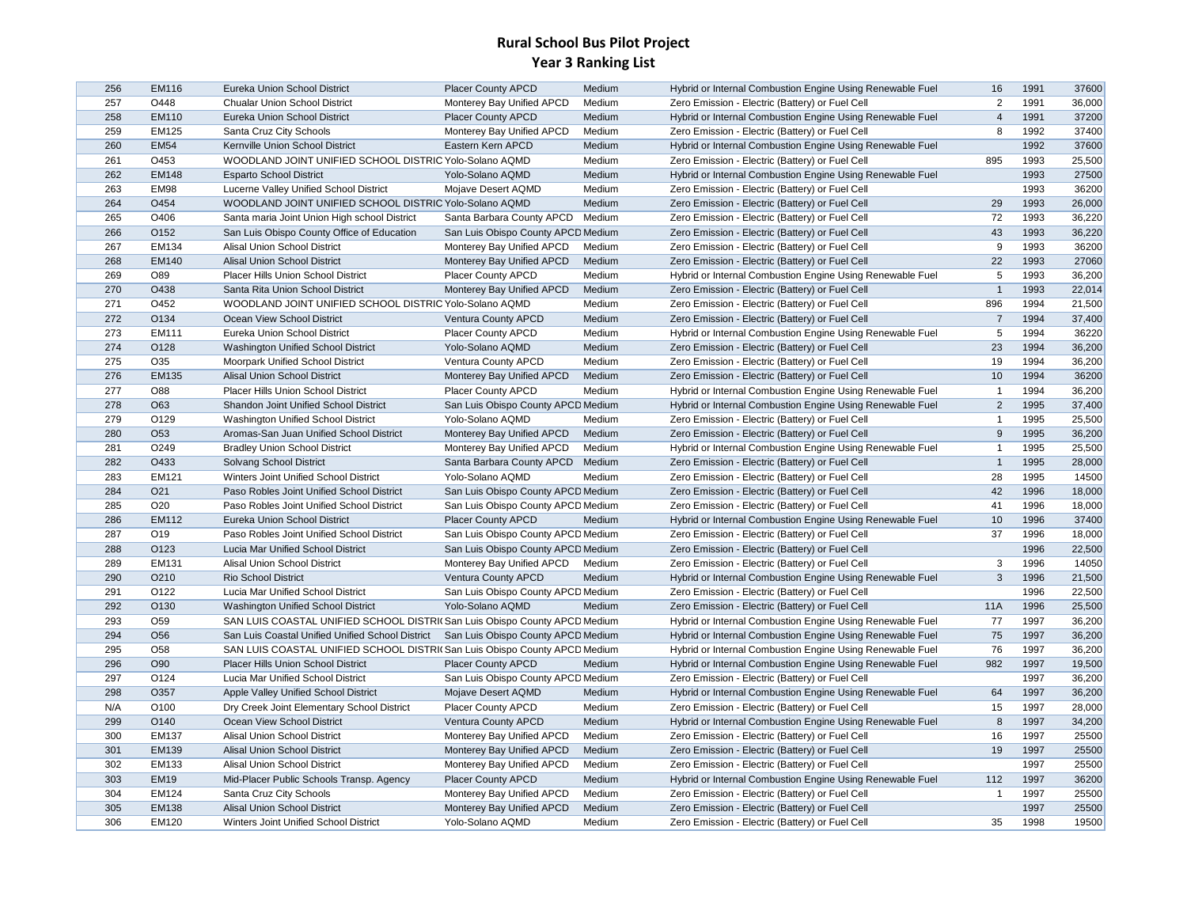# Rural School Bus Pilot Project
## Year 3 Ranking List

| | | | | | | | | |
|---|---|---|---|---|---|---|---|---|
| 256 | EM116 | Eureka Union School District | Placer County APCD | Medium | Hybrid or Internal Combustion Engine Using Renewable Fuel | 16 | 1991 | 37600 |
| 257 | O448 | Chualar Union School District | Monterey Bay Unified APCD | Medium | Zero Emission - Electric (Battery) or Fuel Cell | 2 | 1991 | 36,000 |
| 258 | EM110 | Eureka Union School District | Placer County APCD | Medium | Hybrid or Internal Combustion Engine Using Renewable Fuel | 4 | 1991 | 37200 |
| 259 | EM125 | Santa Cruz City Schools | Monterey Bay Unified APCD | Medium | Zero Emission - Electric (Battery) or Fuel Cell | 8 | 1992 | 37400 |
| 260 | EM54 | Kernville Union School District | Eastern Kern APCD | Medium | Hybrid or Internal Combustion Engine Using Renewable Fuel | | 1992 | 37600 |
| 261 | O453 | WOODLAND JOINT UNIFIED SCHOOL DISTRIC | Yolo-Solano AQMD | Medium | Zero Emission - Electric (Battery) or Fuel Cell | 895 | 1993 | 25,500 |
| 262 | EM148 | Esparto School District | Yolo-Solano AQMD | Medium | Hybrid or Internal Combustion Engine Using Renewable Fuel | | 1993 | 27500 |
| 263 | EM98 | Lucerne Valley Unified School District | Mojave Desert AQMD | Medium | Zero Emission - Electric (Battery) or Fuel Cell | | 1993 | 36200 |
| 264 | O454 | WOODLAND JOINT UNIFIED SCHOOL DISTRIC | Yolo-Solano AQMD | Medium | Zero Emission - Electric (Battery) or Fuel Cell | 29 | 1993 | 26,000 |
| 265 | O406 | Santa maria Joint Union High school District | Santa Barbara County APCD | Medium | Zero Emission - Electric (Battery) or Fuel Cell | 72 | 1993 | 36,220 |
| 266 | O152 | San Luis Obispo County Office of Education | San Luis Obispo County APCD | Medium | Zero Emission - Electric (Battery) or Fuel Cell | 43 | 1993 | 36,220 |
| 267 | EM134 | Alisal Union School District | Monterey Bay Unified APCD | Medium | Zero Emission - Electric (Battery) or Fuel Cell | 9 | 1993 | 36200 |
| 268 | EM140 | Alisal Union School District | Monterey Bay Unified APCD | Medium | Zero Emission - Electric (Battery) or Fuel Cell | 22 | 1993 | 27060 |
| 269 | O89 | Placer Hills Union School District | Placer County APCD | Medium | Hybrid or Internal Combustion Engine Using Renewable Fuel | 5 | 1993 | 36,200 |
| 270 | O438 | Santa Rita Union School District | Monterey Bay Unified APCD | Medium | Zero Emission - Electric (Battery) or Fuel Cell | 1 | 1993 | 22,014 |
| 271 | O452 | WOODLAND JOINT UNIFIED SCHOOL DISTRIC | Yolo-Solano AQMD | Medium | Zero Emission - Electric (Battery) or Fuel Cell | 896 | 1994 | 21,500 |
| 272 | O134 | Ocean View School District | Ventura County APCD | Medium | Zero Emission - Electric (Battery) or Fuel Cell | 7 | 1994 | 37,400 |
| 273 | EM111 | Eureka Union School District | Placer County APCD | Medium | Hybrid or Internal Combustion Engine Using Renewable Fuel | 5 | 1994 | 36220 |
| 274 | O128 | Washington Unified School District | Yolo-Solano AQMD | Medium | Zero Emission - Electric (Battery) or Fuel Cell | 23 | 1994 | 36,200 |
| 275 | O35 | Moorpark Unified School District | Ventura County APCD | Medium | Zero Emission - Electric (Battery) or Fuel Cell | 19 | 1994 | 36,200 |
| 276 | EM135 | Alisal Union School District | Monterey Bay Unified APCD | Medium | Zero Emission - Electric (Battery) or Fuel Cell | 10 | 1994 | 36200 |
| 277 | O88 | Placer Hills Union School District | Placer County APCD | Medium | Hybrid or Internal Combustion Engine Using Renewable Fuel | 1 | 1994 | 36,200 |
| 278 | O63 | Shandon Joint Unified School District | San Luis Obispo County APCD | Medium | Hybrid or Internal Combustion Engine Using Renewable Fuel | 2 | 1995 | 37,400 |
| 279 | O129 | Washington Unified School District | Yolo-Solano AQMD | Medium | Zero Emission - Electric (Battery) or Fuel Cell | 1 | 1995 | 25,500 |
| 280 | O53 | Aromas-San Juan Unified School District | Monterey Bay Unified APCD | Medium | Zero Emission - Electric (Battery) or Fuel Cell | 9 | 1995 | 36,200 |
| 281 | O249 | Bradley Union School District | Monterey Bay Unified APCD | Medium | Hybrid or Internal Combustion Engine Using Renewable Fuel | 1 | 1995 | 25,500 |
| 282 | O433 | Solvang School District | Santa Barbara County APCD | Medium | Zero Emission - Electric (Battery) or Fuel Cell | 1 | 1995 | 28,000 |
| 283 | EM121 | Winters Joint Unified School District | Yolo-Solano AQMD | Medium | Zero Emission - Electric (Battery) or Fuel Cell | 28 | 1995 | 14500 |
| 284 | O21 | Paso Robles Joint Unified School District | San Luis Obispo County APCD | Medium | Zero Emission - Electric (Battery) or Fuel Cell | 42 | 1996 | 18,000 |
| 285 | O20 | Paso Robles Joint Unified School District | San Luis Obispo County APCD | Medium | Zero Emission - Electric (Battery) or Fuel Cell | 41 | 1996 | 18,000 |
| 286 | EM112 | Eureka Union School District | Placer County APCD | Medium | Hybrid or Internal Combustion Engine Using Renewable Fuel | 10 | 1996 | 37400 |
| 287 | O19 | Paso Robles Joint Unified School District | San Luis Obispo County APCD | Medium | Zero Emission - Electric (Battery) or Fuel Cell | 37 | 1996 | 18,000 |
| 288 | O123 | Lucia Mar Unified School District | San Luis Obispo County APCD | Medium | Zero Emission - Electric (Battery) or Fuel Cell | | 1996 | 22,500 |
| 289 | EM131 | Alisal Union School District | Monterey Bay Unified APCD | Medium | Zero Emission - Electric (Battery) or Fuel Cell | 3 | 1996 | 14050 |
| 290 | O210 | Rio School District | Ventura County APCD | Medium | Hybrid or Internal Combustion Engine Using Renewable Fuel | 3 | 1996 | 21,500 |
| 291 | O122 | Lucia Mar Unified School District | San Luis Obispo County APCD | Medium | Zero Emission - Electric (Battery) or Fuel Cell | | 1996 | 22,500 |
| 292 | O130 | Washington Unified School District | Yolo-Solano AQMD | Medium | Zero Emission - Electric (Battery) or Fuel Cell | 11A | 1996 | 25,500 |
| 293 | O59 | SAN LUIS COASTAL UNIFIED SCHOOL DISTRI( | San Luis Obispo County APCD | Medium | Hybrid or Internal Combustion Engine Using Renewable Fuel | 77 | 1997 | 36,200 |
| 294 | O56 | San Luis Coastal Unified Unified School District | San Luis Obispo County APCD | Medium | Hybrid or Internal Combustion Engine Using Renewable Fuel | 75 | 1997 | 36,200 |
| 295 | O58 | SAN LUIS COASTAL UNIFIED SCHOOL DISTRI( | San Luis Obispo County APCD | Medium | Hybrid or Internal Combustion Engine Using Renewable Fuel | 76 | 1997 | 36,200 |
| 296 | O90 | Placer Hills Union School District | Placer County APCD | Medium | Hybrid or Internal Combustion Engine Using Renewable Fuel | 982 | 1997 | 19,500 |
| 297 | O124 | Lucia Mar Unified School District | San Luis Obispo County APCD | Medium | Zero Emission - Electric (Battery) or Fuel Cell | | 1997 | 36,200 |
| 298 | O357 | Apple Valley Unified School District | Mojave Desert AQMD | Medium | Hybrid or Internal Combustion Engine Using Renewable Fuel | 64 | 1997 | 36,200 |
| N/A | O100 | Dry Creek Joint Elementary School District | Placer County APCD | Medium | Zero Emission - Electric (Battery) or Fuel Cell | 15 | 1997 | 28,000 |
| 299 | O140 | Ocean View School District | Ventura County APCD | Medium | Hybrid or Internal Combustion Engine Using Renewable Fuel | 8 | 1997 | 34,200 |
| 300 | EM137 | Alisal Union School District | Monterey Bay Unified APCD | Medium | Zero Emission - Electric (Battery) or Fuel Cell | 16 | 1997 | 25500 |
| 301 | EM139 | Alisal Union School District | Monterey Bay Unified APCD | Medium | Zero Emission - Electric (Battery) or Fuel Cell | 19 | 1997 | 25500 |
| 302 | EM133 | Alisal Union School District | Monterey Bay Unified APCD | Medium | Zero Emission - Electric (Battery) or Fuel Cell | | 1997 | 25500 |
| 303 | EM19 | Mid-Placer Public Schools Transp. Agency | Placer County APCD | Medium | Hybrid or Internal Combustion Engine Using Renewable Fuel | 112 | 1997 | 36200 |
| 304 | EM124 | Santa Cruz City Schools | Monterey Bay Unified APCD | Medium | Zero Emission - Electric (Battery) or Fuel Cell | 1 | 1997 | 25500 |
| 305 | EM138 | Alisal Union School District | Monterey Bay Unified APCD | Medium | Zero Emission - Electric (Battery) or Fuel Cell | | 1997 | 25500 |
| 306 | EM120 | Winters Joint Unified School District | Yolo-Solano AQMD | Medium | Zero Emission - Electric (Battery) or Fuel Cell | 35 | 1998 | 19500 |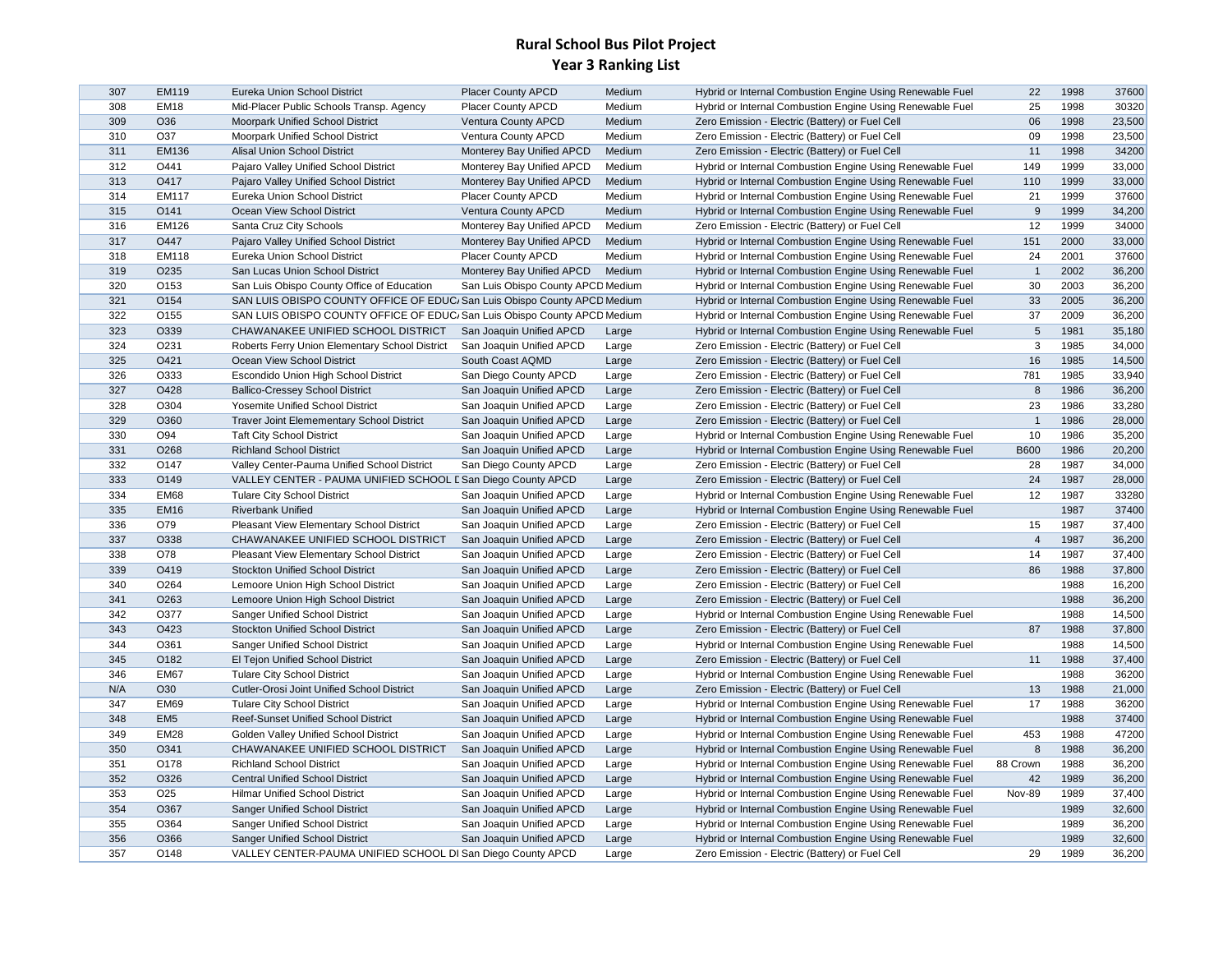# Rural School Bus Pilot Project
## Year 3 Ranking List

| | | | | | | | | |
|---|---|---|---|---|---|---|---|---|
| 307 | EM119 | Eureka Union School District | Placer County APCD | Medium | Hybrid or Internal Combustion Engine Using Renewable Fuel | 22 | 1998 | 37600 |
| 308 | EM18 | Mid-Placer Public Schools Transp. Agency | Placer County APCD | Medium | Hybrid or Internal Combustion Engine Using Renewable Fuel | 25 | 1998 | 30320 |
| 309 | O36 | Moorpark Unified School District | Ventura County APCD | Medium | Zero Emission - Electric (Battery) or Fuel Cell | 06 | 1998 | 23,500 |
| 310 | O37 | Moorpark Unified School District | Ventura County APCD | Medium | Zero Emission - Electric (Battery) or Fuel Cell | 09 | 1998 | 23,500 |
| 311 | EM136 | Alisal Union School District | Monterey Bay Unified APCD | Medium | Zero Emission - Electric (Battery) or Fuel Cell | 11 | 1998 | 34200 |
| 312 | O441 | Pajaro Valley Unified School District | Monterey Bay Unified APCD | Medium | Hybrid or Internal Combustion Engine Using Renewable Fuel | 149 | 1999 | 33,000 |
| 313 | O417 | Pajaro Valley Unified School District | Monterey Bay Unified APCD | Medium | Hybrid or Internal Combustion Engine Using Renewable Fuel | 110 | 1999 | 33,000 |
| 314 | EM117 | Eureka Union School District | Placer County APCD | Medium | Hybrid or Internal Combustion Engine Using Renewable Fuel | 21 | 1999 | 37600 |
| 315 | O141 | Ocean View School District | Ventura County APCD | Medium | Hybrid or Internal Combustion Engine Using Renewable Fuel | 9 | 1999 | 34,200 |
| 316 | EM126 | Santa Cruz City Schools | Monterey Bay Unified APCD | Medium | Zero Emission - Electric (Battery) or Fuel Cell | 12 | 1999 | 34000 |
| 317 | O447 | Pajaro Valley Unified School District | Monterey Bay Unified APCD | Medium | Hybrid or Internal Combustion Engine Using Renewable Fuel | 151 | 2000 | 33,000 |
| 318 | EM118 | Eureka Union School District | Placer County APCD | Medium | Hybrid or Internal Combustion Engine Using Renewable Fuel | 24 | 2001 | 37600 |
| 319 | O235 | San Lucas Union School District | Monterey Bay Unified APCD | Medium | Hybrid or Internal Combustion Engine Using Renewable Fuel | 1 | 2002 | 36,200 |
| 320 | O153 | San Luis Obispo County Office of Education | San Luis Obispo County APCD | Medium | Hybrid or Internal Combustion Engine Using Renewable Fuel | 30 | 2003 | 36,200 |
| 321 | O154 | SAN LUIS OBISPO COUNTY OFFICE OF EDUC/ | San Luis Obispo County APCD | Medium | Hybrid or Internal Combustion Engine Using Renewable Fuel | 33 | 2005 | 36,200 |
| 322 | O155 | SAN LUIS OBISPO COUNTY OFFICE OF EDUC/ | San Luis Obispo County APCD | Medium | Hybrid or Internal Combustion Engine Using Renewable Fuel | 37 | 2009 | 36,200 |
| 323 | O339 | CHAWANAKEE UNIFIED SCHOOL DISTRICT | San Joaquin Unified APCD | Large | Hybrid or Internal Combustion Engine Using Renewable Fuel | 5 | 1981 | 35,180 |
| 324 | O231 | Roberts Ferry Union Elementary School District | San Joaquin Unified APCD | Large | Zero Emission - Electric (Battery) or Fuel Cell | 3 | 1985 | 34,000 |
| 325 | O421 | Ocean View School District | South Coast AQMD | Large | Zero Emission - Electric (Battery) or Fuel Cell | 16 | 1985 | 14,500 |
| 326 | O333 | Escondido Union High School District | San Diego County APCD | Large | Zero Emission - Electric (Battery) or Fuel Cell | 781 | 1985 | 33,940 |
| 327 | O428 | Ballico-Cressey School District | San Joaquin Unified APCD | Large | Zero Emission - Electric (Battery) or Fuel Cell | 8 | 1986 | 36,200 |
| 328 | O304 | Yosemite Unified School District | San Joaquin Unified APCD | Large | Zero Emission - Electric (Battery) or Fuel Cell | 23 | 1986 | 33,280 |
| 329 | O360 | Traver Joint Elemementary School District | San Joaquin Unified APCD | Large | Zero Emission - Electric (Battery) or Fuel Cell | 1 | 1986 | 28,000 |
| 330 | O94 | Taft City School District | San Joaquin Unified APCD | Large | Hybrid or Internal Combustion Engine Using Renewable Fuel | 10 | 1986 | 35,200 |
| 331 | O268 | Richland School District | San Joaquin Unified APCD | Large | Hybrid or Internal Combustion Engine Using Renewable Fuel | B600 | 1986 | 20,200 |
| 332 | O147 | Valley Center-Pauma Unified School District | San Diego County APCD | Large | Zero Emission - Electric (Battery) or Fuel Cell | 28 | 1987 | 34,000 |
| 333 | O149 | VALLEY CENTER - PAUMA UNIFIED SCHOOL D | San Diego County APCD | Large | Zero Emission - Electric (Battery) or Fuel Cell | 24 | 1987 | 28,000 |
| 334 | EM68 | Tulare City School District | San Joaquin Unified APCD | Large | Hybrid or Internal Combustion Engine Using Renewable Fuel | 12 | 1987 | 33280 |
| 335 | EM16 | Riverbank Unified | San Joaquin Unified APCD | Large | Hybrid or Internal Combustion Engine Using Renewable Fuel | | 1987 | 37400 |
| 336 | O79 | Pleasant View Elementary School District | San Joaquin Unified APCD | Large | Zero Emission - Electric (Battery) or Fuel Cell | 15 | 1987 | 37,400 |
| 337 | O338 | CHAWANAKEE UNIFIED SCHOOL DISTRICT | San Joaquin Unified APCD | Large | Zero Emission - Electric (Battery) or Fuel Cell | 4 | 1987 | 36,200 |
| 338 | O78 | Pleasant View Elementary School District | San Joaquin Unified APCD | Large | Zero Emission - Electric (Battery) or Fuel Cell | 14 | 1987 | 37,400 |
| 339 | O419 | Stockton Unified School District | San Joaquin Unified APCD | Large | Zero Emission - Electric (Battery) or Fuel Cell | 86 | 1988 | 37,800 |
| 340 | O264 | Lemoore Union High School District | San Joaquin Unified APCD | Large | Zero Emission - Electric (Battery) or Fuel Cell | | 1988 | 16,200 |
| 341 | O263 | Lemoore Union High School District | San Joaquin Unified APCD | Large | Zero Emission - Electric (Battery) or Fuel Cell | | 1988 | 36,200 |
| 342 | O377 | Sanger Unified School District | San Joaquin Unified APCD | Large | Hybrid or Internal Combustion Engine Using Renewable Fuel | | 1988 | 14,500 |
| 343 | O423 | Stockton Unified School District | San Joaquin Unified APCD | Large | Zero Emission - Electric (Battery) or Fuel Cell | 87 | 1988 | 37,800 |
| 344 | O361 | Sanger Unified School District | San Joaquin Unified APCD | Large | Hybrid or Internal Combustion Engine Using Renewable Fuel | | 1988 | 14,500 |
| 345 | O182 | El Tejon Unified School District | San Joaquin Unified APCD | Large | Zero Emission - Electric (Battery) or Fuel Cell | 11 | 1988 | 37,400 |
| 346 | EM67 | Tulare City School District | San Joaquin Unified APCD | Large | Hybrid or Internal Combustion Engine Using Renewable Fuel | | 1988 | 36200 |
| N/A | O30 | Cutler-Orosi Joint Unified School District | San Joaquin Unified APCD | Large | Zero Emission - Electric (Battery) or Fuel Cell | 13 | 1988 | 21,000 |
| 347 | EM69 | Tulare City School District | San Joaquin Unified APCD | Large | Hybrid or Internal Combustion Engine Using Renewable Fuel | 17 | 1988 | 36200 |
| 348 | EM5 | Reef-Sunset Unified School District | San Joaquin Unified APCD | Large | Hybrid or Internal Combustion Engine Using Renewable Fuel | | 1988 | 37400 |
| 349 | EM28 | Golden Valley Unified School District | San Joaquin Unified APCD | Large | Hybrid or Internal Combustion Engine Using Renewable Fuel | 453 | 1988 | 47200 |
| 350 | O341 | CHAWANAKEE UNIFIED SCHOOL DISTRICT | San Joaquin Unified APCD | Large | Hybrid or Internal Combustion Engine Using Renewable Fuel | 8 | 1988 | 36,200 |
| 351 | O178 | Richland School District | San Joaquin Unified APCD | Large | Hybrid or Internal Combustion Engine Using Renewable Fuel | 88 Crown | 1988 | 36,200 |
| 352 | O326 | Central Unified School District | San Joaquin Unified APCD | Large | Hybrid or Internal Combustion Engine Using Renewable Fuel | 42 | 1989 | 36,200 |
| 353 | O25 | Hilmar Unified School District | San Joaquin Unified APCD | Large | Hybrid or Internal Combustion Engine Using Renewable Fuel | Nov-89 | 1989 | 37,400 |
| 354 | O367 | Sanger Unified School District | San Joaquin Unified APCD | Large | Hybrid or Internal Combustion Engine Using Renewable Fuel | | 1989 | 32,600 |
| 355 | O364 | Sanger Unified School District | San Joaquin Unified APCD | Large | Hybrid or Internal Combustion Engine Using Renewable Fuel | | 1989 | 36,200 |
| 356 | O366 | Sanger Unified School District | San Joaquin Unified APCD | Large | Hybrid or Internal Combustion Engine Using Renewable Fuel | | 1989 | 32,600 |
| 357 | O148 | VALLEY CENTER-PAUMA UNIFIED SCHOOL DI | San Diego County APCD | Large | Zero Emission - Electric (Battery) or Fuel Cell | 29 | 1989 | 36,200 |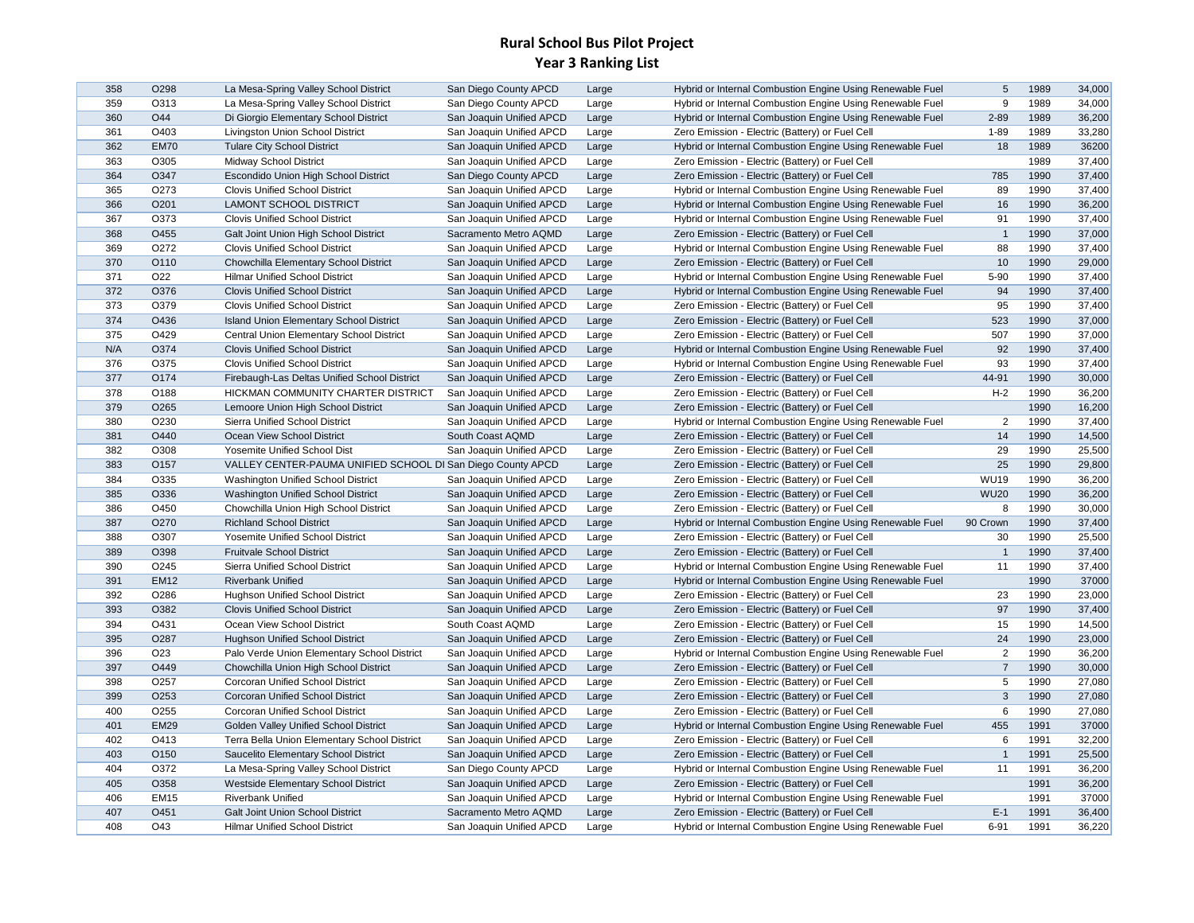# Rural School Bus Pilot Project
## Year 3 Ranking List

| | | | | | | | | |
|---|---|---|---|---|---|---|---|---|
| 358 | O298 | La Mesa-Spring Valley School District | San Diego County APCD | Large | Hybrid or Internal Combustion Engine Using Renewable Fuel | 5 | 1989 | 34,000 |
| 359 | O313 | La Mesa-Spring Valley School District | San Diego County APCD | Large | Hybrid or Internal Combustion Engine Using Renewable Fuel | 9 | 1989 | 34,000 |
| 360 | O44 | Di Giorgio Elementary School District | San Joaquin Unified APCD | Large | Hybrid or Internal Combustion Engine Using Renewable Fuel | 2-89 | 1989 | 36,200 |
| 361 | O403 | Livingston Union School District | San Joaquin Unified APCD | Large | Zero Emission - Electric (Battery) or Fuel Cell | 1-89 | 1989 | 33,280 |
| 362 | EM70 | Tulare City School District | San Joaquin Unified APCD | Large | Hybrid or Internal Combustion Engine Using Renewable Fuel | 18 | 1989 | 36200 |
| 363 | O305 | Midway School District | San Joaquin Unified APCD | Large | Zero Emission - Electric (Battery) or Fuel Cell | | 1989 | 37,400 |
| 364 | O347 | Escondido Union High School District | San Diego County APCD | Large | Zero Emission - Electric (Battery) or Fuel Cell | 785 | 1990 | 37,400 |
| 365 | O273 | Clovis Unified School District | San Joaquin Unified APCD | Large | Hybrid or Internal Combustion Engine Using Renewable Fuel | 89 | 1990 | 37,400 |
| 366 | O201 | LAMONT SCHOOL DISTRICT | San Joaquin Unified APCD | Large | Hybrid or Internal Combustion Engine Using Renewable Fuel | 16 | 1990 | 36,200 |
| 367 | O373 | Clovis Unified School District | San Joaquin Unified APCD | Large | Hybrid or Internal Combustion Engine Using Renewable Fuel | 91 | 1990 | 37,400 |
| 368 | O455 | Galt Joint Union High School District | Sacramento Metro AQMD | Large | Zero Emission - Electric (Battery) or Fuel Cell | 1 | 1990 | 37,000 |
| 369 | O272 | Clovis Unified School District | San Joaquin Unified APCD | Large | Hybrid or Internal Combustion Engine Using Renewable Fuel | 88 | 1990 | 37,400 |
| 370 | O110 | Chowchilla Elementary School District | San Joaquin Unified APCD | Large | Zero Emission - Electric (Battery) or Fuel Cell | 10 | 1990 | 29,000 |
| 371 | O22 | Hilmar Unified School District | San Joaquin Unified APCD | Large | Hybrid or Internal Combustion Engine Using Renewable Fuel | 5-90 | 1990 | 37,400 |
| 372 | O376 | Clovis Unified School District | San Joaquin Unified APCD | Large | Hybrid or Internal Combustion Engine Using Renewable Fuel | 94 | 1990 | 37,400 |
| 373 | O379 | Clovis Unified School District | San Joaquin Unified APCD | Large | Zero Emission - Electric (Battery) or Fuel Cell | 95 | 1990 | 37,400 |
| 374 | O436 | Island Union Elementary School District | San Joaquin Unified APCD | Large | Zero Emission - Electric (Battery) or Fuel Cell | 523 | 1990 | 37,000 |
| 375 | O429 | Central Union Elementary School District | San Joaquin Unified APCD | Large | Zero Emission - Electric (Battery) or Fuel Cell | 507 | 1990 | 37,000 |
| N/A | O374 | Clovis Unified School District | San Joaquin Unified APCD | Large | Hybrid or Internal Combustion Engine Using Renewable Fuel | 92 | 1990 | 37,400 |
| 376 | O375 | Clovis Unified School District | San Joaquin Unified APCD | Large | Hybrid or Internal Combustion Engine Using Renewable Fuel | 93 | 1990 | 37,400 |
| 377 | O174 | Firebaugh-Las Deltas Unified School District | San Joaquin Unified APCD | Large | Zero Emission - Electric (Battery) or Fuel Cell | 44-91 | 1990 | 30,000 |
| 378 | O188 | HICKMAN COMMUNITY CHARTER DISTRICT | San Joaquin Unified APCD | Large | Zero Emission - Electric (Battery) or Fuel Cell | H-2 | 1990 | 36,200 |
| 379 | O265 | Lemoore Union High School District | San Joaquin Unified APCD | Large | Zero Emission - Electric (Battery) or Fuel Cell | | 1990 | 16,200 |
| 380 | O230 | Sierra Unified School District | San Joaquin Unified APCD | Large | Hybrid or Internal Combustion Engine Using Renewable Fuel | 2 | 1990 | 37,400 |
| 381 | O440 | Ocean View School District | South Coast AQMD | Large | Zero Emission - Electric (Battery) or Fuel Cell | 14 | 1990 | 14,500 |
| 382 | O308 | Yosemite Unified School Dist | San Joaquin Unified APCD | Large | Zero Emission - Electric (Battery) or Fuel Cell | 29 | 1990 | 25,500 |
| 383 | O157 | VALLEY CENTER-PAUMA UNIFIED SCHOOL DI | San Diego County APCD | Large | Zero Emission - Electric (Battery) or Fuel Cell | 25 | 1990 | 29,800 |
| 384 | O335 | Washington Unified School District | San Joaquin Unified APCD | Large | Zero Emission - Electric (Battery) or Fuel Cell | WU19 | 1990 | 36,200 |
| 385 | O336 | Washington Unified School District | San Joaquin Unified APCD | Large | Zero Emission - Electric (Battery) or Fuel Cell | WU20 | 1990 | 36,200 |
| 386 | O450 | Chowchilla Union High School District | San Joaquin Unified APCD | Large | Zero Emission - Electric (Battery) or Fuel Cell | 8 | 1990 | 30,000 |
| 387 | O270 | Richland School District | San Joaquin Unified APCD | Large | Hybrid or Internal Combustion Engine Using Renewable Fuel | 90 Crown | 1990 | 37,400 |
| 388 | O307 | Yosemite Unified School District | San Joaquin Unified APCD | Large | Zero Emission - Electric (Battery) or Fuel Cell | 30 | 1990 | 25,500 |
| 389 | O398 | Fruitvale School District | San Joaquin Unified APCD | Large | Zero Emission - Electric (Battery) or Fuel Cell | 1 | 1990 | 37,400 |
| 390 | O245 | Sierra Unified School District | San Joaquin Unified APCD | Large | Hybrid or Internal Combustion Engine Using Renewable Fuel | 11 | 1990 | 37,400 |
| 391 | EM12 | Riverbank Unified | San Joaquin Unified APCD | Large | Hybrid or Internal Combustion Engine Using Renewable Fuel | | 1990 | 37000 |
| 392 | O286 | Hughson Unified School District | San Joaquin Unified APCD | Large | Zero Emission - Electric (Battery) or Fuel Cell | 23 | 1990 | 23,000 |
| 393 | O382 | Clovis Unified School District | San Joaquin Unified APCD | Large | Zero Emission - Electric (Battery) or Fuel Cell | 97 | 1990 | 37,400 |
| 394 | O431 | Ocean View School District | South Coast AQMD | Large | Zero Emission - Electric (Battery) or Fuel Cell | 15 | 1990 | 14,500 |
| 395 | O287 | Hughson Unified School District | San Joaquin Unified APCD | Large | Zero Emission - Electric (Battery) or Fuel Cell | 24 | 1990 | 23,000 |
| 396 | O23 | Palo Verde Union Elementary School District | San Joaquin Unified APCD | Large | Hybrid or Internal Combustion Engine Using Renewable Fuel | 2 | 1990 | 36,200 |
| 397 | O449 | Chowchilla Union High School District | San Joaquin Unified APCD | Large | Zero Emission - Electric (Battery) or Fuel Cell | 7 | 1990 | 30,000 |
| 398 | O257 | Corcoran Unified School District | San Joaquin Unified APCD | Large | Zero Emission - Electric (Battery) or Fuel Cell | 5 | 1990 | 27,080 |
| 399 | O253 | Corcoran Unified School District | San Joaquin Unified APCD | Large | Zero Emission - Electric (Battery) or Fuel Cell | 3 | 1990 | 27,080 |
| 400 | O255 | Corcoran Unified School District | San Joaquin Unified APCD | Large | Zero Emission - Electric (Battery) or Fuel Cell | 6 | 1990 | 27,080 |
| 401 | EM29 | Golden Valley Unified School District | San Joaquin Unified APCD | Large | Hybrid or Internal Combustion Engine Using Renewable Fuel | 455 | 1991 | 37000 |
| 402 | O413 | Terra Bella Union Elementary School District | San Joaquin Unified APCD | Large | Zero Emission - Electric (Battery) or Fuel Cell | 6 | 1991 | 32,200 |
| 403 | O150 | Saucelito Elementary School District | San Joaquin Unified APCD | Large | Zero Emission - Electric (Battery) or Fuel Cell | 1 | 1991 | 25,500 |
| 404 | O372 | La Mesa-Spring Valley School District | San Diego County APCD | Large | Hybrid or Internal Combustion Engine Using Renewable Fuel | 11 | 1991 | 36,200 |
| 405 | O358 | Westside Elementary School District | San Joaquin Unified APCD | Large | Zero Emission - Electric (Battery) or Fuel Cell | | 1991 | 36,200 |
| 406 | EM15 | Riverbank Unified | San Joaquin Unified APCD | Large | Hybrid or Internal Combustion Engine Using Renewable Fuel | | 1991 | 37000 |
| 407 | O451 | Galt Joint Union School District | Sacramento Metro AQMD | Large | Zero Emission - Electric (Battery) or Fuel Cell | E-1 | 1991 | 36,400 |
| 408 | O43 | Hilmar Unified School District | San Joaquin Unified APCD | Large | Hybrid or Internal Combustion Engine Using Renewable Fuel | 6-91 | 1991 | 36,220 |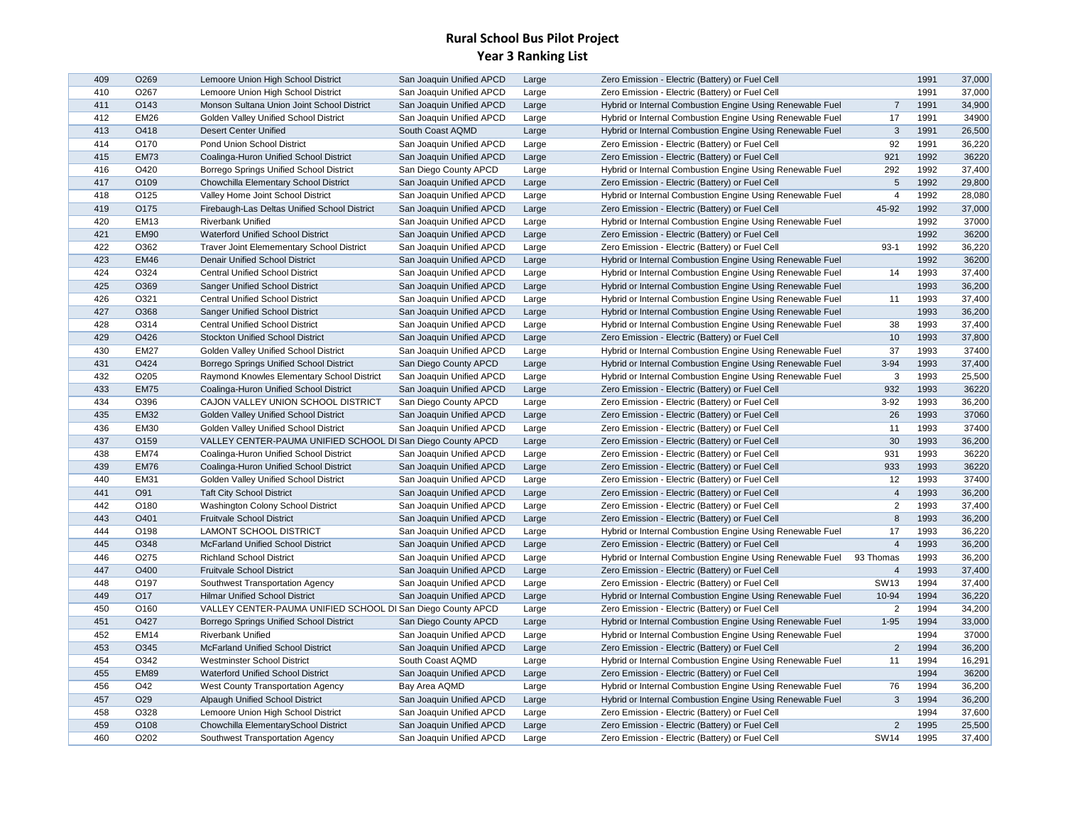# Rural School Bus Pilot Project
## Year 3 Ranking List

| | | | | | | | | |
|---|---|---|---|---|---|---|---|---|
| 409 | O269 | Lemoore Union High School District | San Joaquin Unified APCD | Large | Zero Emission - Electric (Battery) or Fuel Cell | | 1991 | 37,000 |
| 410 | O267 | Lemoore Union High School District | San Joaquin Unified APCD | Large | Zero Emission - Electric (Battery) or Fuel Cell | | 1991 | 37,000 |
| 411 | O143 | Monson Sultana Union Joint School District | San Joaquin Unified APCD | Large | Hybrid or Internal Combustion Engine Using Renewable Fuel | 7 | 1991 | 34,900 |
| 412 | EM26 | Golden Valley Unified School District | San Joaquin Unified APCD | Large | Hybrid or Internal Combustion Engine Using Renewable Fuel | 17 | 1991 | 34900 |
| 413 | O418 | Desert Center Unified | South Coast AQMD | Large | Hybrid or Internal Combustion Engine Using Renewable Fuel | 3 | 1991 | 26,500 |
| 414 | O170 | Pond Union School District | San Joaquin Unified APCD | Large | Zero Emission - Electric (Battery) or Fuel Cell | 92 | 1991 | 36,220 |
| 415 | EM73 | Coalinga-Huron Unified School District | San Joaquin Unified APCD | Large | Zero Emission - Electric (Battery) or Fuel Cell | 921 | 1992 | 36220 |
| 416 | O420 | Borrego Springs Unified School District | San Diego County APCD | Large | Hybrid or Internal Combustion Engine Using Renewable Fuel | 292 | 1992 | 37,400 |
| 417 | O109 | Chowchilla Elementary School District | San Joaquin Unified APCD | Large | Zero Emission - Electric (Battery) or Fuel Cell | 5 | 1992 | 29,800 |
| 418 | O125 | Valley Home Joint School District | San Joaquin Unified APCD | Large | Hybrid or Internal Combustion Engine Using Renewable Fuel | 4 | 1992 | 28,080 |
| 419 | O175 | Firebaugh-Las Deltas Unified School District | San Joaquin Unified APCD | Large | Zero Emission - Electric (Battery) or Fuel Cell | 45-92 | 1992 | 37,000 |
| 420 | EM13 | Riverbank Unified | San Joaquin Unified APCD | Large | Hybrid or Internal Combustion Engine Using Renewable Fuel | | 1992 | 37000 |
| 421 | EM90 | Waterford Unified School District | San Joaquin Unified APCD | Large | Zero Emission - Electric (Battery) or Fuel Cell | | 1992 | 36200 |
| 422 | O362 | Traver Joint Elemementary School District | San Joaquin Unified APCD | Large | Zero Emission - Electric (Battery) or Fuel Cell | 93-1 | 1992 | 36,220 |
| 423 | EM46 | Denair Unified School District | San Joaquin Unified APCD | Large | Hybrid or Internal Combustion Engine Using Renewable Fuel | | 1992 | 36200 |
| 424 | O324 | Central Unified School District | San Joaquin Unified APCD | Large | Hybrid or Internal Combustion Engine Using Renewable Fuel | 14 | 1993 | 37,400 |
| 425 | O369 | Sanger Unified School District | San Joaquin Unified APCD | Large | Hybrid or Internal Combustion Engine Using Renewable Fuel | | 1993 | 36,200 |
| 426 | O321 | Central Unified School District | San Joaquin Unified APCD | Large | Hybrid or Internal Combustion Engine Using Renewable Fuel | 11 | 1993 | 37,400 |
| 427 | O368 | Sanger Unified School District | San Joaquin Unified APCD | Large | Hybrid or Internal Combustion Engine Using Renewable Fuel | | 1993 | 36,200 |
| 428 | O314 | Central Unified School District | San Joaquin Unified APCD | Large | Hybrid or Internal Combustion Engine Using Renewable Fuel | 38 | 1993 | 37,400 |
| 429 | O426 | Stockton Unified School District | San Joaquin Unified APCD | Large | Zero Emission - Electric (Battery) or Fuel Cell | 10 | 1993 | 37,800 |
| 430 | EM27 | Golden Valley Unified School District | San Joaquin Unified APCD | Large | Hybrid or Internal Combustion Engine Using Renewable Fuel | 37 | 1993 | 37400 |
| 431 | O424 | Borrego Springs Unified School District | San Diego County APCD | Large | Hybrid or Internal Combustion Engine Using Renewable Fuel | 3-94 | 1993 | 37,400 |
| 432 | O205 | Raymond Knowles Elementary School District | San Joaquin Unified APCD | Large | Hybrid or Internal Combustion Engine Using Renewable Fuel | 3 | 1993 | 25,500 |
| 433 | EM75 | Coalinga-Huron Unified School District | San Joaquin Unified APCD | Large | Zero Emission - Electric (Battery) or Fuel Cell | 932 | 1993 | 36220 |
| 434 | O396 | CAJON VALLEY UNION SCHOOL DISTRICT | San Diego County APCD | Large | Zero Emission - Electric (Battery) or Fuel Cell | 3-92 | 1993 | 36,200 |
| 435 | EM32 | Golden Valley Unified School District | San Joaquin Unified APCD | Large | Zero Emission - Electric (Battery) or Fuel Cell | 26 | 1993 | 37060 |
| 436 | EM30 | Golden Valley Unified School District | San Joaquin Unified APCD | Large | Zero Emission - Electric (Battery) or Fuel Cell | 11 | 1993 | 37400 |
| 437 | O159 | VALLEY CENTER-PAUMA UNIFIED SCHOOL DI | San Diego County APCD | Large | Zero Emission - Electric (Battery) or Fuel Cell | 30 | 1993 | 36,200 |
| 438 | EM74 | Coalinga-Huron Unified School District | San Joaquin Unified APCD | Large | Zero Emission - Electric (Battery) or Fuel Cell | 931 | 1993 | 36220 |
| 439 | EM76 | Coalinga-Huron Unified School District | San Joaquin Unified APCD | Large | Zero Emission - Electric (Battery) or Fuel Cell | 933 | 1993 | 36220 |
| 440 | EM31 | Golden Valley Unified School District | San Joaquin Unified APCD | Large | Zero Emission - Electric (Battery) or Fuel Cell | 12 | 1993 | 37400 |
| 441 | O91 | Taft City School District | San Joaquin Unified APCD | Large | Zero Emission - Electric (Battery) or Fuel Cell | 4 | 1993 | 36,200 |
| 442 | O180 | Washington Colony School District | San Joaquin Unified APCD | Large | Zero Emission - Electric (Battery) or Fuel Cell | 2 | 1993 | 37,400 |
| 443 | O401 | Fruitvale School District | San Joaquin Unified APCD | Large | Zero Emission - Electric (Battery) or Fuel Cell | 8 | 1993 | 36,200 |
| 444 | O198 | LAMONT SCHOOL DISTRICT | San Joaquin Unified APCD | Large | Hybrid or Internal Combustion Engine Using Renewable Fuel | 17 | 1993 | 36,220 |
| 445 | O348 | McFarland Unified School District | San Joaquin Unified APCD | Large | Zero Emission - Electric (Battery) or Fuel Cell | 4 | 1993 | 36,200 |
| 446 | O275 | Richland School District | San Joaquin Unified APCD | Large | Hybrid or Internal Combustion Engine Using Renewable Fuel | 93 Thomas | 1993 | 36,200 |
| 447 | O400 | Fruitvale School District | San Joaquin Unified APCD | Large | Zero Emission - Electric (Battery) or Fuel Cell | 4 | 1993 | 37,400 |
| 448 | O197 | Southwest Transportation Agency | San Joaquin Unified APCD | Large | Zero Emission - Electric (Battery) or Fuel Cell | SW13 | 1994 | 37,400 |
| 449 | O17 | Hilmar Unified School District | San Joaquin Unified APCD | Large | Hybrid or Internal Combustion Engine Using Renewable Fuel | 10-94 | 1994 | 36,220 |
| 450 | O160 | VALLEY CENTER-PAUMA UNIFIED SCHOOL DI | San Diego County APCD | Large | Zero Emission - Electric (Battery) or Fuel Cell | 2 | 1994 | 34,200 |
| 451 | O427 | Borrego Springs Unified School District | San Diego County APCD | Large | Hybrid or Internal Combustion Engine Using Renewable Fuel | 1-95 | 1994 | 33,000 |
| 452 | EM14 | Riverbank Unified | San Joaquin Unified APCD | Large | Hybrid or Internal Combustion Engine Using Renewable Fuel | | 1994 | 37000 |
| 453 | O345 | McFarland Unified School District | San Joaquin Unified APCD | Large | Zero Emission - Electric (Battery) or Fuel Cell | 2 | 1994 | 36,200 |
| 454 | O342 | Westminster School District | South Coast AQMD | Large | Hybrid or Internal Combustion Engine Using Renewable Fuel | 11 | 1994 | 16,291 |
| 455 | EM89 | Waterford Unified School District | San Joaquin Unified APCD | Large | Zero Emission - Electric (Battery) or Fuel Cell | | 1994 | 36200 |
| 456 | O42 | West County Transportation Agency | Bay Area AQMD | Large | Hybrid or Internal Combustion Engine Using Renewable Fuel | 76 | 1994 | 36,200 |
| 457 | O29 | Alpaugh Unified School District | San Joaquin Unified APCD | Large | Hybrid or Internal Combustion Engine Using Renewable Fuel | 3 | 1994 | 36,200 |
| 458 | O328 | Lemoore Union High School District | San Joaquin Unified APCD | Large | Zero Emission - Electric (Battery) or Fuel Cell | | 1994 | 37,600 |
| 459 | O108 | Chowchilla ElementarySchool District | San Joaquin Unified APCD | Large | Zero Emission - Electric (Battery) or Fuel Cell | 2 | 1995 | 25,500 |
| 460 | O202 | Southwest Transportation Agency | San Joaquin Unified APCD | Large | Zero Emission - Electric (Battery) or Fuel Cell | SW14 | 1995 | 37,400 |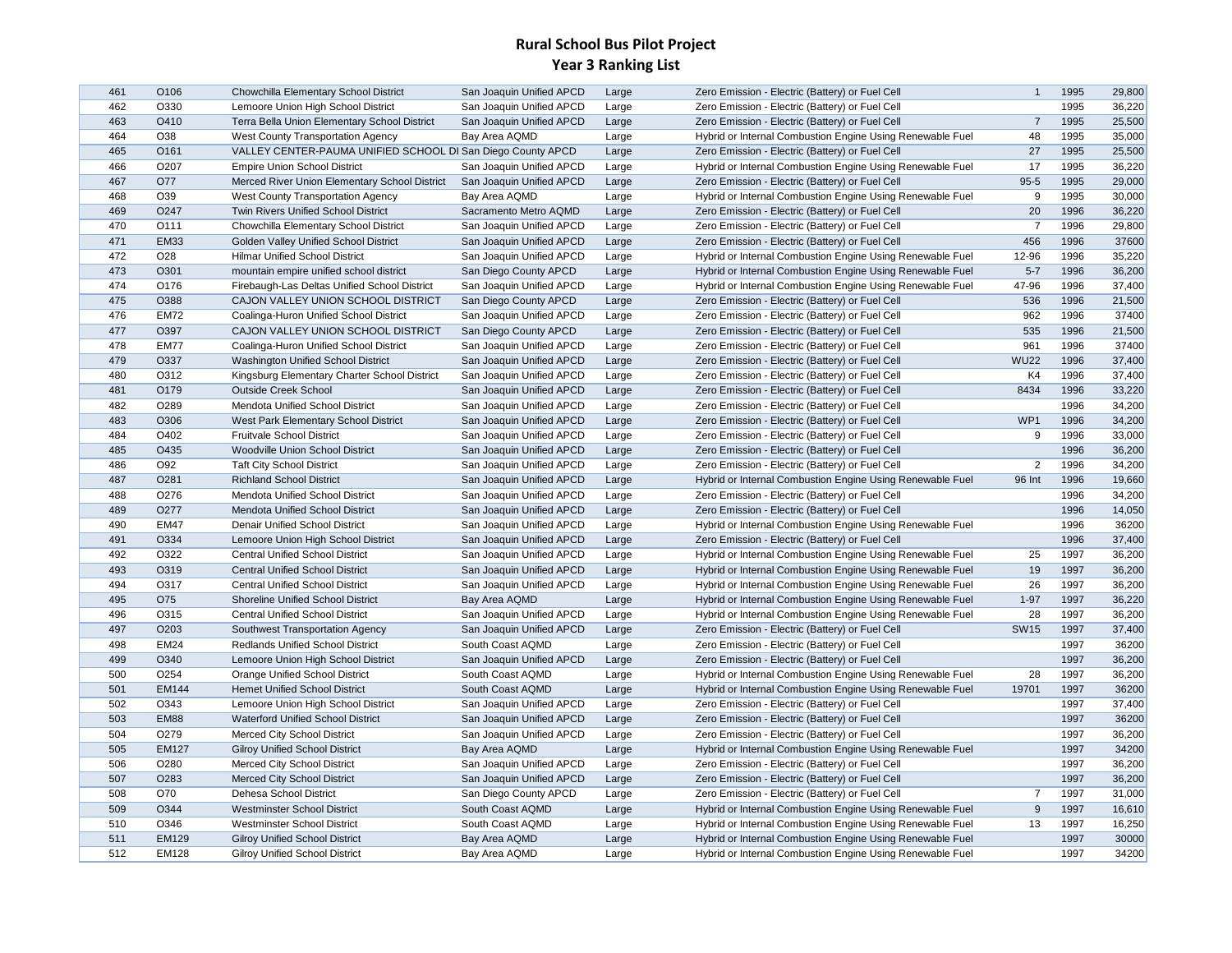# Rural School Bus Pilot Project
## Year 3 Ranking List

| | | | | | | | | |
|---|---|---|---|---|---|---|---|---|
| 461 | O106 | Chowchilla Elementary School District | San Joaquin Unified APCD | Large | Zero Emission - Electric (Battery) or Fuel Cell | 1 | 1995 | 29,800 |
| 462 | O330 | Lemoore Union High School District | San Joaquin Unified APCD | Large | Zero Emission - Electric (Battery) or Fuel Cell | | 1995 | 36,220 |
| 463 | O410 | Terra Bella Union Elementary School District | San Joaquin Unified APCD | Large | Zero Emission - Electric (Battery) or Fuel Cell | 7 | 1995 | 25,500 |
| 464 | O38 | West County Transportation Agency | Bay Area AQMD | Large | Hybrid or Internal Combustion Engine Using Renewable Fuel | 48 | 1995 | 35,000 |
| 465 | O161 | VALLEY CENTER-PAUMA UNIFIED SCHOOL DI | San Diego County APCD | Large | Zero Emission - Electric (Battery) or Fuel Cell | 27 | 1995 | 25,500 |
| 466 | O207 | Empire Union School District | San Joaquin Unified APCD | Large | Hybrid or Internal Combustion Engine Using Renewable Fuel | 17 | 1995 | 36,220 |
| 467 | O77 | Merced River Union Elementary School District | San Joaquin Unified APCD | Large | Zero Emission - Electric (Battery) or Fuel Cell | 95-5 | 1995 | 29,000 |
| 468 | O39 | West County Transportation Agency | Bay Area AQMD | Large | Hybrid or Internal Combustion Engine Using Renewable Fuel | 9 | 1995 | 30,000 |
| 469 | O247 | Twin Rivers Unified School District | Sacramento Metro AQMD | Large | Zero Emission - Electric (Battery) or Fuel Cell | 20 | 1996 | 36,220 |
| 470 | O111 | Chowchilla Elementary School District | San Joaquin Unified APCD | Large | Zero Emission - Electric (Battery) or Fuel Cell | 7 | 1996 | 29,800 |
| 471 | EM33 | Golden Valley Unified School District | San Joaquin Unified APCD | Large | Zero Emission - Electric (Battery) or Fuel Cell | 456 | 1996 | 37600 |
| 472 | O28 | Hilmar Unified School District | San Joaquin Unified APCD | Large | Hybrid or Internal Combustion Engine Using Renewable Fuel | 12-96 | 1996 | 35,220 |
| 473 | O301 | mountain empire unified school district | San Diego County APCD | Large | Hybrid or Internal Combustion Engine Using Renewable Fuel | 5-7 | 1996 | 36,200 |
| 474 | O176 | Firebaugh-Las Deltas Unified School District | San Joaquin Unified APCD | Large | Hybrid or Internal Combustion Engine Using Renewable Fuel | 47-96 | 1996 | 37,400 |
| 475 | O388 | CAJON VALLEY UNION SCHOOL DISTRICT | San Diego County APCD | Large | Zero Emission - Electric (Battery) or Fuel Cell | 536 | 1996 | 21,500 |
| 476 | EM72 | Coalinga-Huron Unified School District | San Joaquin Unified APCD | Large | Zero Emission - Electric (Battery) or Fuel Cell | 962 | 1996 | 37400 |
| 477 | O397 | CAJON VALLEY UNION SCHOOL DISTRICT | San Diego County APCD | Large | Zero Emission - Electric (Battery) or Fuel Cell | 535 | 1996 | 21,500 |
| 478 | EM77 | Coalinga-Huron Unified School District | San Joaquin Unified APCD | Large | Zero Emission - Electric (Battery) or Fuel Cell | 961 | 1996 | 37400 |
| 479 | O337 | Washington Unified School District | San Joaquin Unified APCD | Large | Zero Emission - Electric (Battery) or Fuel Cell | WU22 | 1996 | 37,400 |
| 480 | O312 | Kingsburg Elementary Charter School District | San Joaquin Unified APCD | Large | Zero Emission - Electric (Battery) or Fuel Cell | K4 | 1996 | 37,400 |
| 481 | O179 | Outside Creek School | San Joaquin Unified APCD | Large | Zero Emission - Electric (Battery) or Fuel Cell | 8434 | 1996 | 33,220 |
| 482 | O289 | Mendota Unified School District | San Joaquin Unified APCD | Large | Zero Emission - Electric (Battery) or Fuel Cell | | 1996 | 34,200 |
| 483 | O306 | West Park Elementary School District | San Joaquin Unified APCD | Large | Zero Emission - Electric (Battery) or Fuel Cell | WP1 | 1996 | 34,200 |
| 484 | O402 | Fruitvale School District | San Joaquin Unified APCD | Large | Zero Emission - Electric (Battery) or Fuel Cell | 9 | 1996 | 33,000 |
| 485 | O435 | Woodville Union School District | San Joaquin Unified APCD | Large | Zero Emission - Electric (Battery) or Fuel Cell | | 1996 | 36,200 |
| 486 | O92 | Taft City School District | San Joaquin Unified APCD | Large | Zero Emission - Electric (Battery) or Fuel Cell | 2 | 1996 | 34,200 |
| 487 | O281 | Richland School District | San Joaquin Unified APCD | Large | Hybrid or Internal Combustion Engine Using Renewable Fuel | 96 Int | 1996 | 19,660 |
| 488 | O276 | Mendota Unified School District | San Joaquin Unified APCD | Large | Zero Emission - Electric (Battery) or Fuel Cell | | 1996 | 34,200 |
| 489 | O277 | Mendota Unified School District | San Joaquin Unified APCD | Large | Zero Emission - Electric (Battery) or Fuel Cell | | 1996 | 14,050 |
| 490 | EM47 | Denair Unified School District | San Joaquin Unified APCD | Large | Hybrid or Internal Combustion Engine Using Renewable Fuel | | 1996 | 36200 |
| 491 | O334 | Lemoore Union High School District | San Joaquin Unified APCD | Large | Zero Emission - Electric (Battery) or Fuel Cell | | 1996 | 37,400 |
| 492 | O322 | Central Unified School District | San Joaquin Unified APCD | Large | Hybrid or Internal Combustion Engine Using Renewable Fuel | 25 | 1997 | 36,200 |
| 493 | O319 | Central Unified School District | San Joaquin Unified APCD | Large | Hybrid or Internal Combustion Engine Using Renewable Fuel | 19 | 1997 | 36,200 |
| 494 | O317 | Central Unified School District | San Joaquin Unified APCD | Large | Hybrid or Internal Combustion Engine Using Renewable Fuel | 26 | 1997 | 36,200 |
| 495 | O75 | Shoreline Unified School District | Bay Area AQMD | Large | Hybrid or Internal Combustion Engine Using Renewable Fuel | 1-97 | 1997 | 36,220 |
| 496 | O315 | Central Unified School District | San Joaquin Unified APCD | Large | Hybrid or Internal Combustion Engine Using Renewable Fuel | 28 | 1997 | 36,200 |
| 497 | O203 | Southwest Transportation Agency | San Joaquin Unified APCD | Large | Zero Emission - Electric (Battery) or Fuel Cell | SW15 | 1997 | 37,400 |
| 498 | EM24 | Redlands Unified School District | South Coast AQMD | Large | Zero Emission - Electric (Battery) or Fuel Cell | | 1997 | 36200 |
| 499 | O340 | Lemoore Union High School District | San Joaquin Unified APCD | Large | Zero Emission - Electric (Battery) or Fuel Cell | | 1997 | 36,200 |
| 500 | O254 | Orange Unified School District | South Coast AQMD | Large | Hybrid or Internal Combustion Engine Using Renewable Fuel | 28 | 1997 | 36,200 |
| 501 | EM144 | Hemet Unified School District | South Coast AQMD | Large | Hybrid or Internal Combustion Engine Using Renewable Fuel | 19701 | 1997 | 36200 |
| 502 | O343 | Lemoore Union High School District | San Joaquin Unified APCD | Large | Zero Emission - Electric (Battery) or Fuel Cell | | 1997 | 37,400 |
| 503 | EM88 | Waterford Unified School District | San Joaquin Unified APCD | Large | Zero Emission - Electric (Battery) or Fuel Cell | | 1997 | 36200 |
| 504 | O279 | Merced City School District | San Joaquin Unified APCD | Large | Zero Emission - Electric (Battery) or Fuel Cell | | 1997 | 36,200 |
| 505 | EM127 | Gilroy Unified School District | Bay Area AQMD | Large | Hybrid or Internal Combustion Engine Using Renewable Fuel | | 1997 | 34200 |
| 506 | O280 | Merced City School District | San Joaquin Unified APCD | Large | Zero Emission - Electric (Battery) or Fuel Cell | | 1997 | 36,200 |
| 507 | O283 | Merced City School District | San Joaquin Unified APCD | Large | Zero Emission - Electric (Battery) or Fuel Cell | | 1997 | 36,200 |
| 508 | O70 | Dehesa School District | San Diego County APCD | Large | Zero Emission - Electric (Battery) or Fuel Cell | 7 | 1997 | 31,000 |
| 509 | O344 | Westminster School District | South Coast AQMD | Large | Hybrid or Internal Combustion Engine Using Renewable Fuel | 9 | 1997 | 16,610 |
| 510 | O346 | Westminster School District | South Coast AQMD | Large | Hybrid or Internal Combustion Engine Using Renewable Fuel | 13 | 1997 | 16,250 |
| 511 | EM129 | Gilroy Unified School District | Bay Area AQMD | Large | Hybrid or Internal Combustion Engine Using Renewable Fuel | | 1997 | 30000 |
| 512 | EM128 | Gilroy Unified School District | Bay Area AQMD | Large | Hybrid or Internal Combustion Engine Using Renewable Fuel | | 1997 | 34200 |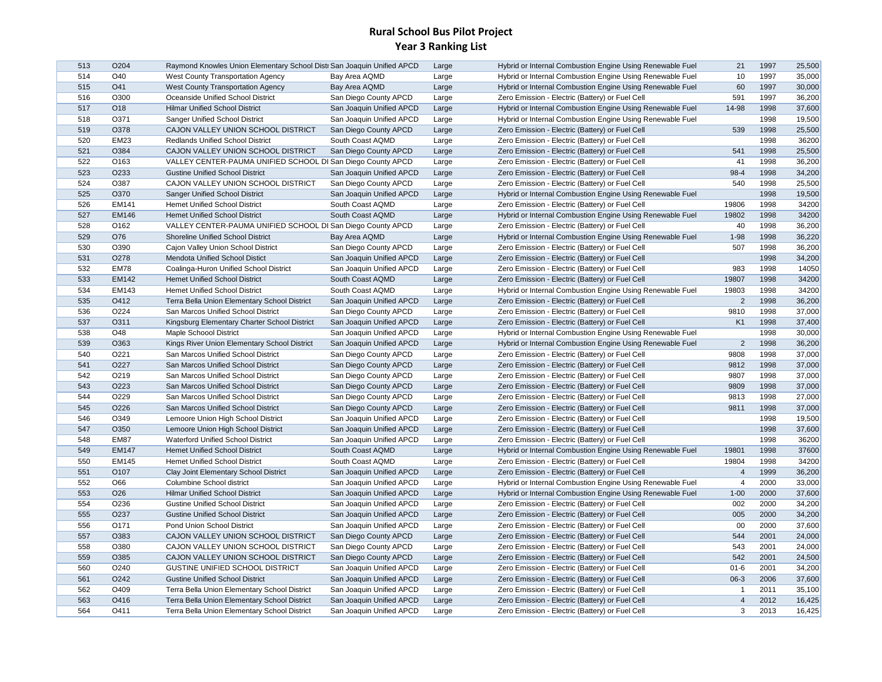# Rural School Bus Pilot Project
## Year 3 Ranking List

| | | | | | | | | |
|---|---|---|---|---|---|---|---|---|
| 513 | O204 | Raymond Knowles Union Elementary School Distr | San Joaquin Unified APCD | Large | Hybrid or Internal Combustion Engine Using Renewable Fuel | 21 | 1997 | 25,500 |
| 514 | O40 | West County Transportation Agency | Bay Area AQMD | Large | Hybrid or Internal Combustion Engine Using Renewable Fuel | 10 | 1997 | 35,000 |
| 515 | O41 | West County Transportation Agency | Bay Area AQMD | Large | Hybrid or Internal Combustion Engine Using Renewable Fuel | 60 | 1997 | 30,000 |
| 516 | O300 | Oceanside Unified School District | San Diego County APCD | Large | Zero Emission - Electric (Battery) or Fuel Cell | 591 | 1997 | 36,200 |
| 517 | O18 | Hilmar Unified School District | San Joaquin Unified APCD | Large | Hybrid or Internal Combustion Engine Using Renewable Fuel | 14-98 | 1998 | 37,600 |
| 518 | O371 | Sanger Unified School District | San Joaquin Unified APCD | Large | Hybrid or Internal Combustion Engine Using Renewable Fuel | | 1998 | 19,500 |
| 519 | O378 | CAJON VALLEY UNION SCHOOL DISTRICT | San Diego County APCD | Large | Zero Emission - Electric (Battery) or Fuel Cell | 539 | 1998 | 25,500 |
| 520 | EM23 | Redlands Unified School District | South Coast AQMD | Large | Zero Emission - Electric (Battery) or Fuel Cell | | 1998 | 36200 |
| 521 | O384 | CAJON VALLEY UNION SCHOOL DISTRICT | San Diego County APCD | Large | Zero Emission - Electric (Battery) or Fuel Cell | 541 | 1998 | 25,500 |
| 522 | O163 | VALLEY CENTER-PAUMA UNIFIED SCHOOL DI | San Diego County APCD | Large | Zero Emission - Electric (Battery) or Fuel Cell | 41 | 1998 | 36,200 |
| 523 | O233 | Gustine Unified School District | San Joaquin Unified APCD | Large | Zero Emission - Electric (Battery) or Fuel Cell | 98-4 | 1998 | 34,200 |
| 524 | O387 | CAJON VALLEY UNION SCHOOL DISTRICT | San Diego County APCD | Large | Zero Emission - Electric (Battery) or Fuel Cell | 540 | 1998 | 25,500 |
| 525 | O370 | Sanger Unified School District | San Joaquin Unified APCD | Large | Hybrid or Internal Combustion Engine Using Renewable Fuel | | 1998 | 19,500 |
| 526 | EM141 | Hemet Unified School District | South Coast AQMD | Large | Zero Emission - Electric (Battery) or Fuel Cell | 19806 | 1998 | 34200 |
| 527 | EM146 | Hemet Unified School District | South Coast AQMD | Large | Hybrid or Internal Combustion Engine Using Renewable Fuel | 19802 | 1998 | 34200 |
| 528 | O162 | VALLEY CENTER-PAUMA UNIFIED SCHOOL DI | San Diego County APCD | Large | Zero Emission - Electric (Battery) or Fuel Cell | 40 | 1998 | 36,200 |
| 529 | O76 | Shoreline Unified School District | Bay Area AQMD | Large | Hybrid or Internal Combustion Engine Using Renewable Fuel | 1-98 | 1998 | 36,220 |
| 530 | O390 | Cajon Valley Union School District | San Diego County APCD | Large | Zero Emission - Electric (Battery) or Fuel Cell | 507 | 1998 | 36,200 |
| 531 | O278 | Mendota Unified School Distict | San Joaquin Unified APCD | Large | Zero Emission - Electric (Battery) or Fuel Cell | | 1998 | 34,200 |
| 532 | EM78 | Coalinga-Huron Unified School District | San Joaquin Unified APCD | Large | Zero Emission - Electric (Battery) or Fuel Cell | 983 | 1998 | 14050 |
| 533 | EM142 | Hemet Unified School District | South Coast AQMD | Large | Zero Emission - Electric (Battery) or Fuel Cell | 19807 | 1998 | 34200 |
| 534 | EM143 | Hemet Unified School District | South Coast AQMD | Large | Hybrid or Internal Combustion Engine Using Renewable Fuel | 19803 | 1998 | 34200 |
| 535 | O412 | Terra Bella Union Elementary School District | San Joaquin Unified APCD | Large | Zero Emission - Electric (Battery) or Fuel Cell | 2 | 1998 | 36,200 |
| 536 | O224 | San Marcos Unified School District | San Diego County APCD | Large | Zero Emission - Electric (Battery) or Fuel Cell | 9810 | 1998 | 37,000 |
| 537 | O311 | Kingsburg Elementary Charter School District | San Joaquin Unified APCD | Large | Zero Emission - Electric (Battery) or Fuel Cell | K1 | 1998 | 37,400 |
| 538 | O48 | Maple Schoool District | San Joaquin Unified APCD | Large | Hybrid or Internal Combustion Engine Using Renewable Fuel | | 1998 | 30,000 |
| 539 | O363 | Kings River Union Elementary School District | San Joaquin Unified APCD | Large | Hybrid or Internal Combustion Engine Using Renewable Fuel | 2 | 1998 | 36,200 |
| 540 | O221 | San Marcos Unified School District | San Diego County APCD | Large | Zero Emission - Electric (Battery) or Fuel Cell | 9808 | 1998 | 37,000 |
| 541 | O227 | San Marcos Unified School District | San Diego County APCD | Large | Zero Emission - Electric (Battery) or Fuel Cell | 9812 | 1998 | 37,000 |
| 542 | O219 | San Marcos Unified School District | San Diego County APCD | Large | Zero Emission - Electric (Battery) or Fuel Cell | 9807 | 1998 | 37,000 |
| 543 | O223 | San Marcos Unified School District | San Diego County APCD | Large | Zero Emission - Electric (Battery) or Fuel Cell | 9809 | 1998 | 37,000 |
| 544 | O229 | San Marcos Unified School District | San Diego County APCD | Large | Zero Emission - Electric (Battery) or Fuel Cell | 9813 | 1998 | 27,000 |
| 545 | O226 | San Marcos Unified School District | San Diego County APCD | Large | Zero Emission - Electric (Battery) or Fuel Cell | 9811 | 1998 | 37,000 |
| 546 | O349 | Lemoore Union High School District | San Joaquin Unified APCD | Large | Zero Emission - Electric (Battery) or Fuel Cell | | 1998 | 19,500 |
| 547 | O350 | Lemoore Union High School District | San Joaquin Unified APCD | Large | Zero Emission - Electric (Battery) or Fuel Cell | | 1998 | 37,600 |
| 548 | EM87 | Waterford Unified School District | San Joaquin Unified APCD | Large | Zero Emission - Electric (Battery) or Fuel Cell | | 1998 | 36200 |
| 549 | EM147 | Hemet Unified School District | South Coast AQMD | Large | Hybrid or Internal Combustion Engine Using Renewable Fuel | 19801 | 1998 | 37600 |
| 550 | EM145 | Hemet Unified School District | South Coast AQMD | Large | Zero Emission - Electric (Battery) or Fuel Cell | 19804 | 1998 | 34200 |
| 551 | O107 | Clay Joint Elementary School District | San Joaquin Unified APCD | Large | Zero Emission - Electric (Battery) or Fuel Cell | 4 | 1999 | 36,200 |
| 552 | O66 | Columbine School district | San Joaquin Unified APCD | Large | Hybrid or Internal Combustion Engine Using Renewable Fuel | 4 | 2000 | 33,000 |
| 553 | O26 | Hilmar Unified School District | San Joaquin Unified APCD | Large | Hybrid or Internal Combustion Engine Using Renewable Fuel | 1-00 | 2000 | 37,600 |
| 554 | O236 | Gustine Unified School District | San Joaquin Unified APCD | Large | Zero Emission - Electric (Battery) or Fuel Cell | 002 | 2000 | 34,200 |
| 555 | O237 | Gustine Unified School District | San Joaquin Unified APCD | Large | Zero Emission - Electric (Battery) or Fuel Cell | 005 | 2000 | 34,200 |
| 556 | O171 | Pond Union School District | San Joaquin Unified APCD | Large | Zero Emission - Electric (Battery) or Fuel Cell | 00 | 2000 | 37,600 |
| 557 | O383 | CAJON VALLEY UNION SCHOOL DISTRICT | San Diego County APCD | Large | Zero Emission - Electric (Battery) or Fuel Cell | 544 | 2001 | 24,000 |
| 558 | O380 | CAJON VALLEY UNION SCHOOL DISTRICT | San Diego County APCD | Large | Zero Emission - Electric (Battery) or Fuel Cell | 543 | 2001 | 24,000 |
| 559 | O385 | CAJON VALLEY UNION SCHOOL DISTRICT | San Diego County APCD | Large | Zero Emission - Electric (Battery) or Fuel Cell | 542 | 2001 | 24,500 |
| 560 | O240 | GUSTINE UNIFIED SCHOOL DISTRICT | San Joaquin Unified APCD | Large | Zero Emission - Electric (Battery) or Fuel Cell | 01-6 | 2001 | 34,200 |
| 561 | O242 | Gustine Unified School District | San Joaquin Unified APCD | Large | Zero Emission - Electric (Battery) or Fuel Cell | 06-3 | 2006 | 37,600 |
| 562 | O409 | Terra Bella Union Elementary School District | San Joaquin Unified APCD | Large | Zero Emission - Electric (Battery) or Fuel Cell | 1 | 2011 | 35,100 |
| 563 | O416 | Terra Bella Union Elementary School District | San Joaquin Unified APCD | Large | Zero Emission - Electric (Battery) or Fuel Cell | 4 | 2012 | 16,425 |
| 564 | O411 | Terra Bella Union Elementary School District | San Joaquin Unified APCD | Large | Zero Emission - Electric (Battery) or Fuel Cell | 3 | 2013 | 16,425 |